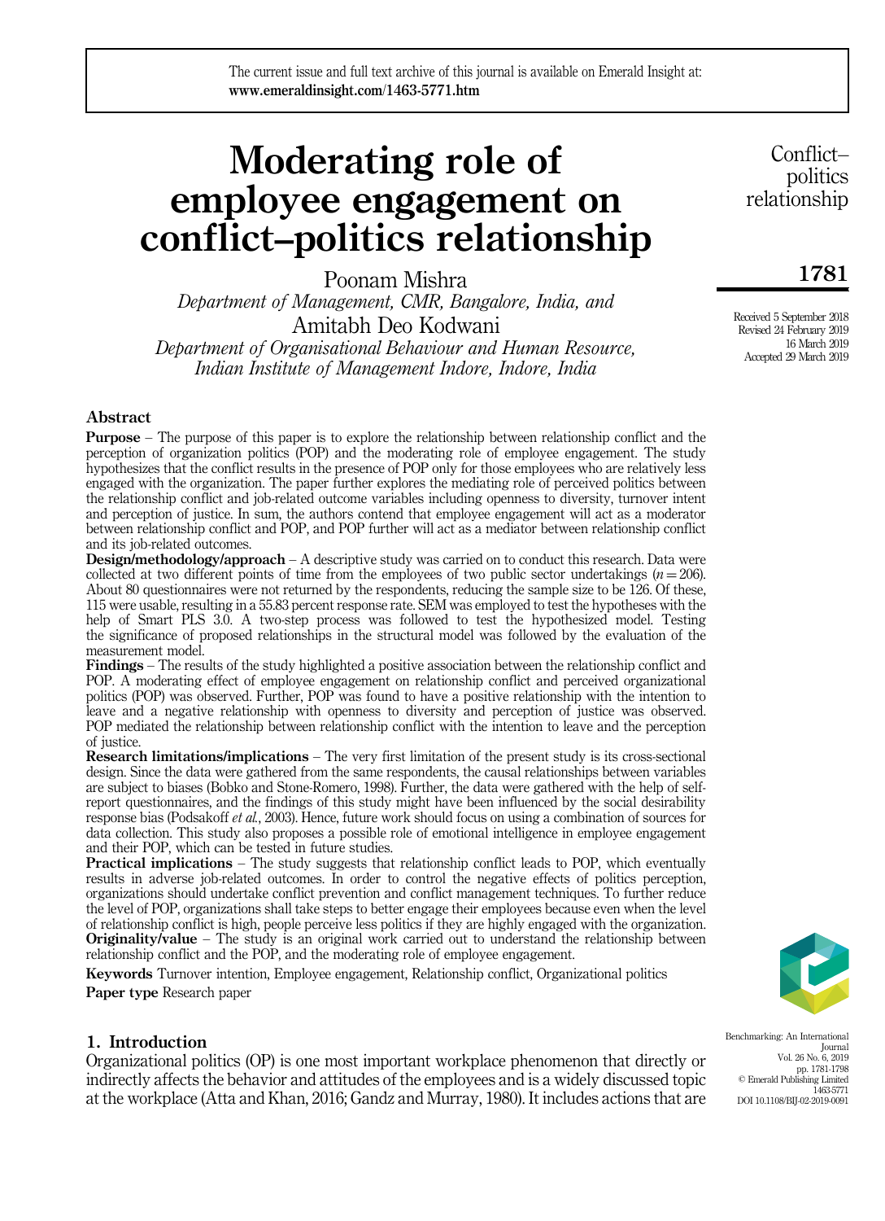# Moderating role of employee engagement on conflict–politics relationship

Poonam Mishra
*Department of Management, CMR, Bangalore, India, and*
Amitabh Deo Kodwani
*Department of Organisational Behaviour and Human Resource, Indian Institute of Management Indore, Indore, India*

Received 5 September 2018
Revised 24 February 2019
16 March 2019
Accepted 29 March 2019

## Abstract

**Purpose** – The purpose of this paper is to explore the relationship between relationship conflict and the perception of organization politics (POP) and the moderating role of employee engagement. The study hypothesizes that the conflict results in the presence of POP only for those employees who are relatively less engaged with the organization. The paper further explores the mediating role of perceived politics between the relationship conflict and job-related outcome variables including openness to diversity, turnover intent and perception of justice. In sum, the authors contend that employee engagement will act as a moderator between relationship conflict and POP, and POP further will act as a mediator between relationship conflict and its job-related outcomes.

**Design/methodology/approach** – A descriptive study was carried on to conduct this research. Data were collected at two different points of time from the employees of two public sector undertakings ($n = 206$). About 80 questionnaires were not returned by the respondents, reducing the sample size to be 126. Of these, 115 were usable, resulting in a 55.83 percent response rate. SEM was employed to test the hypotheses with the help of Smart PLS 3.0. A two-step process was followed to test the hypothesized model. Testing the significance of proposed relationships in the structural model was followed by the evaluation of the measurement model.

**Findings** – The results of the study highlighted a positive association between the relationship conflict and POP. A moderating effect of employee engagement on relationship conflict and perceived organizational politics (POP) was observed. Further, POP was found to have a positive relationship with the intention to leave and a negative relationship with openness to diversity and perception of justice was observed. POP mediated the relationship between relationship conflict with the intention to leave and the perception of justice.

**Research limitations/implications** – The very first limitation of the present study is its cross-sectional design. Since the data were gathered from the same respondents, the causal relationships between variables are subject to biases (Bobko and Stone-Romero, 1998). Further, the data were gathered with the help of self-report questionnaires, and the findings of this study might have been influenced by the social desirability response bias (Podsakoff *et al.*, 2003). Hence, future work should focus on using a combination of sources for data collection. This study also proposes a possible role of emotional intelligence in employee engagement and their POP, which can be tested in future studies.

**Practical implications** – The study suggests that relationship conflict leads to POP, which eventually results in adverse job-related outcomes. In order to control the negative effects of politics perception, organizations should undertake conflict prevention and conflict management techniques. To further reduce the level of POP, organizations shall take steps to better engage their employees because even when the level of relationship conflict is high, people perceive less politics if they are highly engaged with the organization.

**Originality/value** – The study is an original work carried out to understand the relationship between relationship conflict and the POP, and the moderating role of employee engagement.

**Keywords** Turnover intention, Employee engagement, Relationship conflict, Organizational politics

**Paper type** Research paper

## 1. Introduction

Organizational politics (OP) is one most important workplace phenomenon that directly or indirectly affects the behavior and attitudes of the employees and is a widely discussed topic at the workplace (Atta and Khan, 2016; Gandz and Murray, 1980). It includes actions that are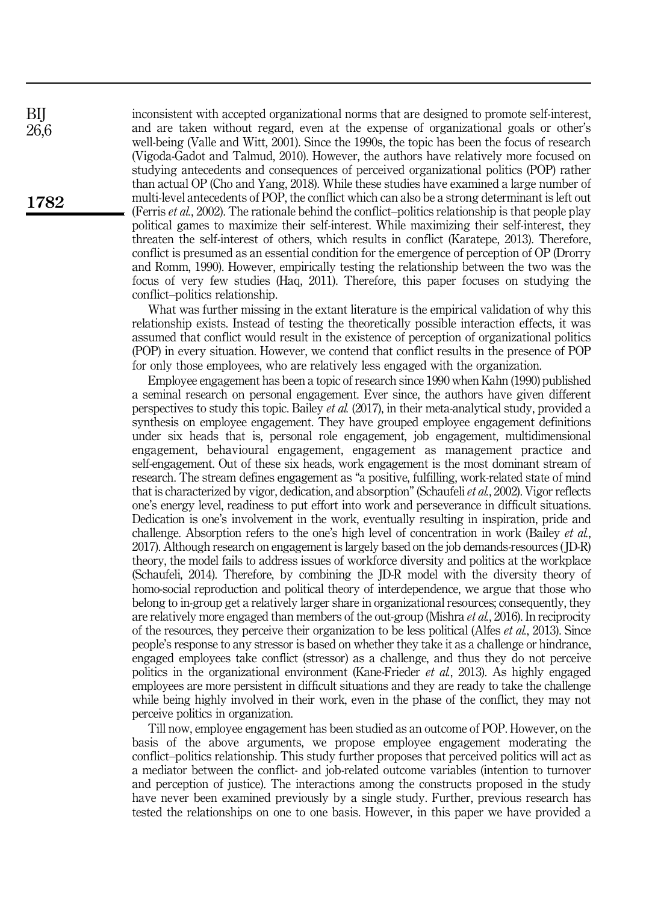inconsistent with accepted organizational norms that are designed to promote self-interest, and are taken without regard, even at the expense of organizational goals or other's well-being (Valle and Witt, 2001). Since the 1990s, the topic has been the focus of research (Vigoda-Gadot and Talmud, 2010). However, the authors have relatively more focused on studying antecedents and consequences of perceived organizational politics (POP) rather than actual OP (Cho and Yang, 2018). While these studies have examined a large number of multi-level antecedents of POP, the conflict which can also be a strong determinant is left out (Ferris *et al.*, 2002). The rationale behind the conflict–politics relationship is that people play political games to maximize their self-interest. While maximizing their self-interest, they threaten the self-interest of others, which results in conflict (Karatepe, 2013). Therefore, conflict is presumed as an essential condition for the emergence of perception of OP (Drorry and Romm, 1990). However, empirically testing the relationship between the two was the focus of very few studies (Haq, 2011). Therefore, this paper focuses on studying the conflict–politics relationship.

What was further missing in the extant literature is the empirical validation of why this relationship exists. Instead of testing the theoretically possible interaction effects, it was assumed that conflict would result in the existence of perception of organizational politics (POP) in every situation. However, we contend that conflict results in the presence of POP for only those employees, who are relatively less engaged with the organization.

Employee engagement has been a topic of research since 1990 when Kahn (1990) published a seminal research on personal engagement. Ever since, the authors have given different perspectives to study this topic. Bailey *et al.* (2017), in their meta-analytical study, provided a synthesis on employee engagement. They have grouped employee engagement definitions under six heads that is, personal role engagement, job engagement, multidimensional engagement, behavioural engagement, engagement as management practice and self-engagement. Out of these six heads, work engagement is the most dominant stream of research. The stream defines engagement as "a positive, fulfilling, work-related state of mind that is characterized by vigor, dedication, and absorption" (Schaufeli *et al.*, 2002). Vigor reflects one's energy level, readiness to put effort into work and perseverance in difficult situations. Dedication is one's involvement in the work, eventually resulting in inspiration, pride and challenge. Absorption refers to the one's high level of concentration in work (Bailey *et al.*, 2017). Although research on engagement is largely based on the job demands-resources (JD-R) theory, the model fails to address issues of workforce diversity and politics at the workplace (Schaufeli, 2014). Therefore, by combining the JD-R model with the diversity theory of homo-social reproduction and political theory of interdependence, we argue that those who belong to in-group get a relatively larger share in organizational resources; consequently, they are relatively more engaged than members of the out-group (Mishra *et al.*, 2016). In reciprocity of the resources, they perceive their organization to be less political (Alfes *et al.*, 2013). Since people's response to any stressor is based on whether they take it as a challenge or hindrance, engaged employees take conflict (stressor) as a challenge, and thus they do not perceive politics in the organizational environment (Kane-Frieder *et al.*, 2013). As highly engaged employees are more persistent in difficult situations and they are ready to take the challenge while being highly involved in their work, even in the phase of the conflict, they may not perceive politics in organization.

Till now, employee engagement has been studied as an outcome of POP. However, on the basis of the above arguments, we propose employee engagement moderating the conflict–politics relationship. This study further proposes that perceived politics will act as a mediator between the conflict- and job-related outcome variables (intention to turnover and perception of justice). The interactions among the constructs proposed in the study have never been examined previously by a single study. Further, previous research has tested the relationships on one to one basis. However, in this paper we have provided a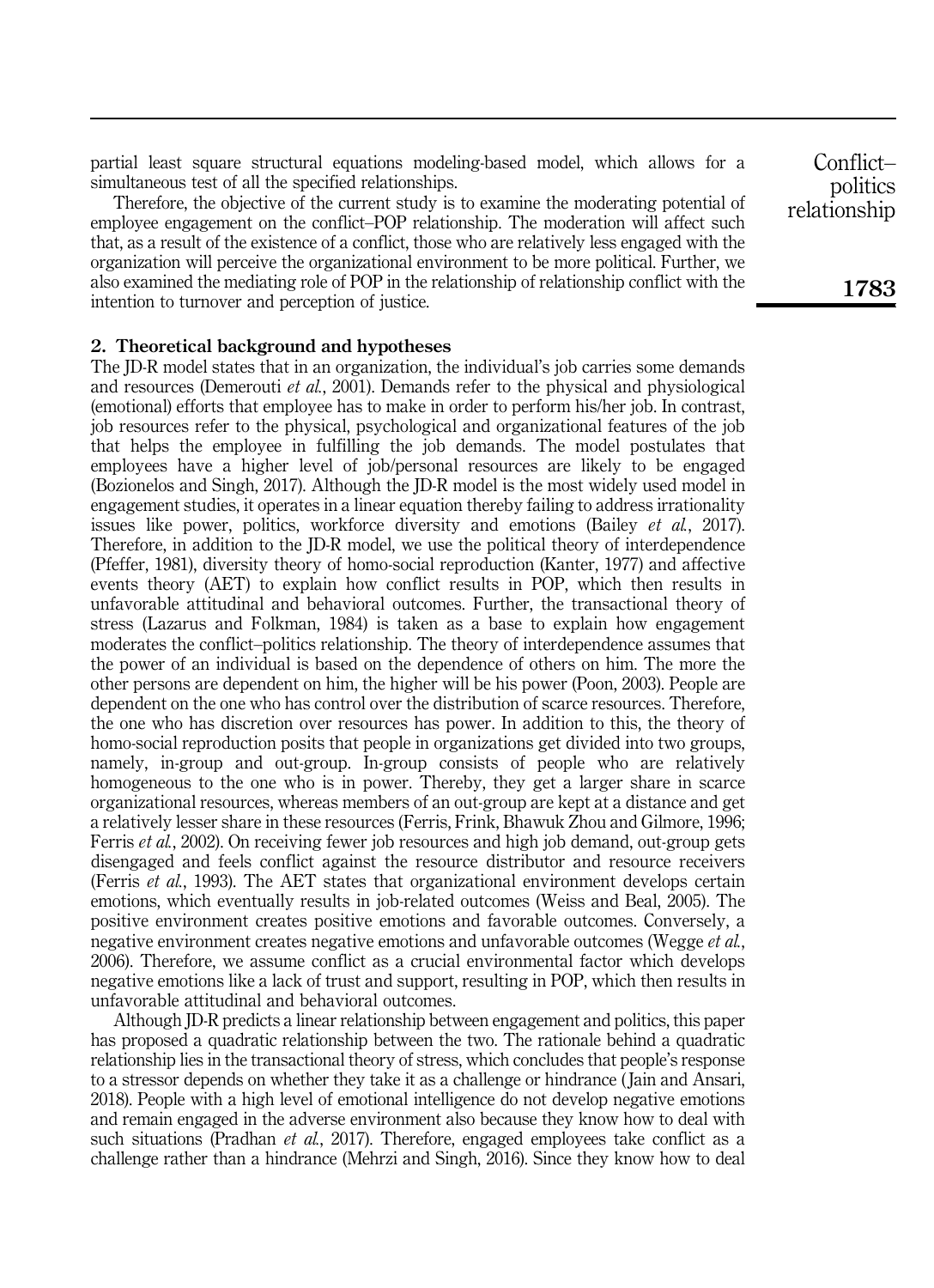partial least square structural equations modeling-based model, which allows for a simultaneous test of all the specified relationships.

Therefore, the objective of the current study is to examine the moderating potential of employee engagement on the conflict–POP relationship. The moderation will affect such that, as a result of the existence of a conflict, those who are relatively less engaged with the organization will perceive the organizational environment to be more political. Further, we also examined the mediating role of POP in the relationship of relationship conflict with the intention to turnover and perception of justice.

## 2. Theoretical background and hypotheses

The JD-R model states that in an organization, the individual's job carries some demands and resources (Demerouti *et al.*, 2001). Demands refer to the physical and physiological (emotional) efforts that employee has to make in order to perform his/her job. In contrast, job resources refer to the physical, psychological and organizational features of the job that helps the employee in fulfilling the job demands. The model postulates that employees have a higher level of job/personal resources are likely to be engaged (Bozionelos and Singh, 2017). Although the JD-R model is the most widely used model in engagement studies, it operates in a linear equation thereby failing to address irrationality issues like power, politics, workforce diversity and emotions (Bailey *et al.*, 2017). Therefore, in addition to the JD-R model, we use the political theory of interdependence (Pfeffer, 1981), diversity theory of homo-social reproduction (Kanter, 1977) and affective events theory (AET) to explain how conflict results in POP, which then results in unfavorable attitudinal and behavioral outcomes. Further, the transactional theory of stress (Lazarus and Folkman, 1984) is taken as a base to explain how engagement moderates the conflict–politics relationship. The theory of interdependence assumes that the power of an individual is based on the dependence of others on him. The more the other persons are dependent on him, the higher will be his power (Poon, 2003). People are dependent on the one who has control over the distribution of scarce resources. Therefore, the one who has discretion over resources has power. In addition to this, the theory of homo-social reproduction posits that people in organizations get divided into two groups, namely, in-group and out-group. In-group consists of people who are relatively homogeneous to the one who is in power. Thereby, they get a larger share in scarce organizational resources, whereas members of an out-group are kept at a distance and get a relatively lesser share in these resources (Ferris, Frink, Bhawuk Zhou and Gilmore, 1996; Ferris *et al.*, 2002). On receiving fewer job resources and high job demand, out-group gets disengaged and feels conflict against the resource distributor and resource receivers (Ferris *et al.*, 1993). The AET states that organizational environment develops certain emotions, which eventually results in job-related outcomes (Weiss and Beal, 2005). The positive environment creates positive emotions and favorable outcomes. Conversely, a negative environment creates negative emotions and unfavorable outcomes (Wegge *et al.*, 2006). Therefore, we assume conflict as a crucial environmental factor which develops negative emotions like a lack of trust and support, resulting in POP, which then results in unfavorable attitudinal and behavioral outcomes.

Although JD-R predicts a linear relationship between engagement and politics, this paper has proposed a quadratic relationship between the two. The rationale behind a quadratic relationship lies in the transactional theory of stress, which concludes that people's response to a stressor depends on whether they take it as a challenge or hindrance (Jain and Ansari, 2018). People with a high level of emotional intelligence do not develop negative emotions and remain engaged in the adverse environment also because they know how to deal with such situations (Pradhan *et al.*, 2017). Therefore, engaged employees take conflict as a challenge rather than a hindrance (Mehrzi and Singh, 2016). Since they know how to deal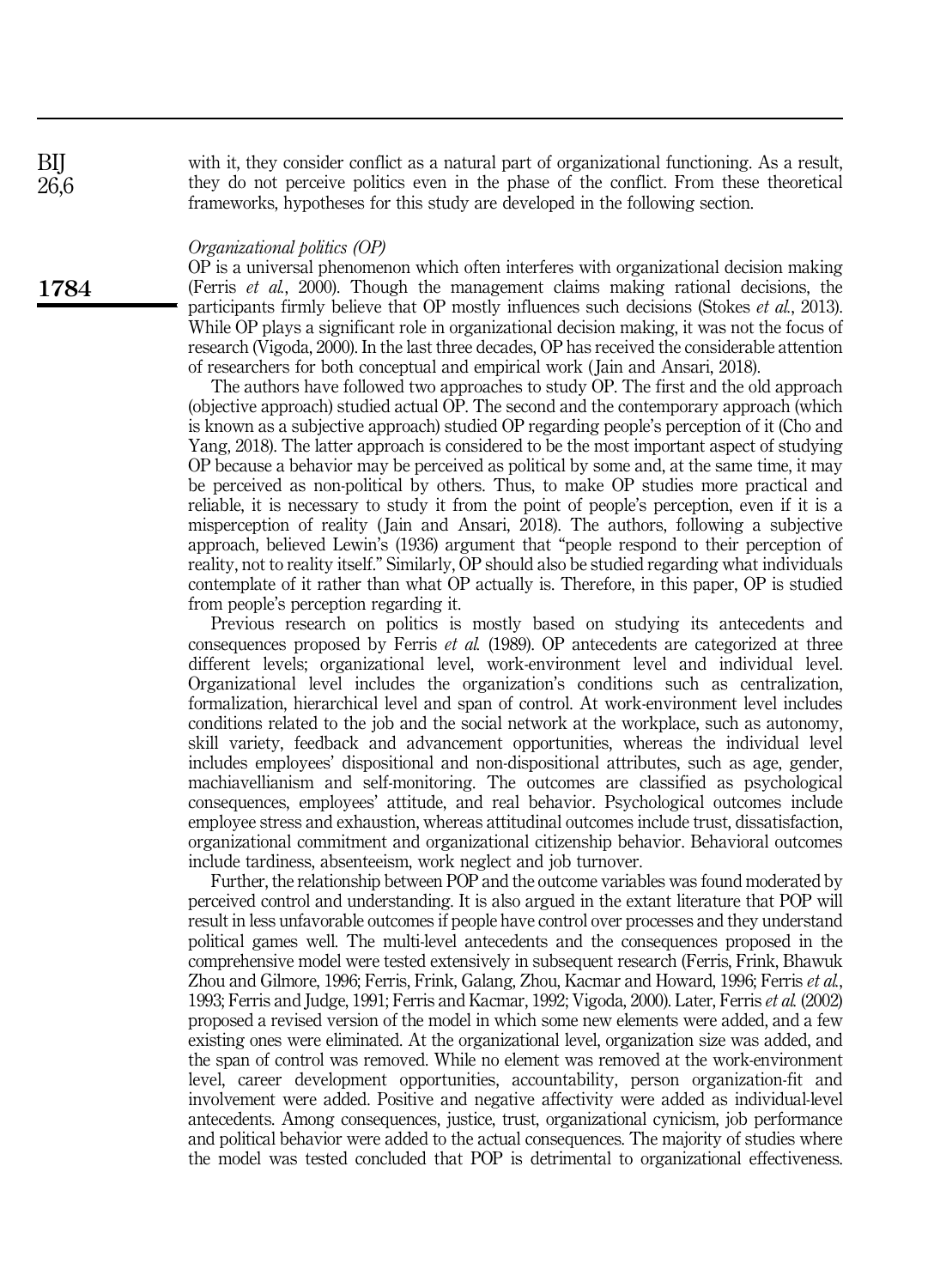with it, they consider conflict as a natural part of organizational functioning. As a result, they do not perceive politics even in the phase of the conflict. From these theoretical frameworks, hypotheses for this study are developed in the following section.

*Organizational politics (OP)*

OP is a universal phenomenon which often interferes with organizational decision making (Ferris *et al.*, 2000). Though the management claims making rational decisions, the participants firmly believe that OP mostly influences such decisions (Stokes *et al.*, 2013). While OP plays a significant role in organizational decision making, it was not the focus of research (Vigoda, 2000). In the last three decades, OP has received the considerable attention of researchers for both conceptual and empirical work (Jain and Ansari, 2018).

The authors have followed two approaches to study OP. The first and the old approach (objective approach) studied actual OP. The second and the contemporary approach (which is known as a subjective approach) studied OP regarding people's perception of it (Cho and Yang, 2018). The latter approach is considered to be the most important aspect of studying OP because a behavior may be perceived as political by some and, at the same time, it may be perceived as non-political by others. Thus, to make OP studies more practical and reliable, it is necessary to study it from the point of people's perception, even if it is a misperception of reality (Jain and Ansari, 2018). The authors, following a subjective approach, believed Lewin's (1936) argument that "people respond to their perception of reality, not to reality itself." Similarly, OP should also be studied regarding what individuals contemplate of it rather than what OP actually is. Therefore, in this paper, OP is studied from people's perception regarding it.

Previous research on politics is mostly based on studying its antecedents and consequences proposed by Ferris *et al.* (1989). OP antecedents are categorized at three different levels; organizational level, work-environment level and individual level. Organizational level includes the organization's conditions such as centralization, formalization, hierarchical level and span of control. At work-environment level includes conditions related to the job and the social network at the workplace, such as autonomy, skill variety, feedback and advancement opportunities, whereas the individual level includes employees' dispositional and non-dispositional attributes, such as age, gender, machiavellianism and self-monitoring. The outcomes are classified as psychological consequences, employees' attitude, and real behavior. Psychological outcomes include employee stress and exhaustion, whereas attitudinal outcomes include trust, dissatisfaction, organizational commitment and organizational citizenship behavior. Behavioral outcomes include tardiness, absenteeism, work neglect and job turnover.

Further, the relationship between POP and the outcome variables was found moderated by perceived control and understanding. It is also argued in the extant literature that POP will result in less unfavorable outcomes if people have control over processes and they understand political games well. The multi-level antecedents and the consequences proposed in the comprehensive model were tested extensively in subsequent research (Ferris, Frink, Bhawuk Zhou and Gilmore, 1996; Ferris, Frink, Galang, Zhou, Kacmar and Howard, 1996; Ferris *et al.*, 1993; Ferris and Judge, 1991; Ferris and Kacmar, 1992; Vigoda, 2000). Later, Ferris *et al.* (2002) proposed a revised version of the model in which some new elements were added, and a few existing ones were eliminated. At the organizational level, organization size was added, and the span of control was removed. While no element was removed at the work-environment level, career development opportunities, accountability, person organization-fit and involvement were added. Positive and negative affectivity were added as individual-level antecedents. Among consequences, justice, trust, organizational cynicism, job performance and political behavior were added to the actual consequences. The majority of studies where the model was tested concluded that POP is detrimental to organizational effectiveness.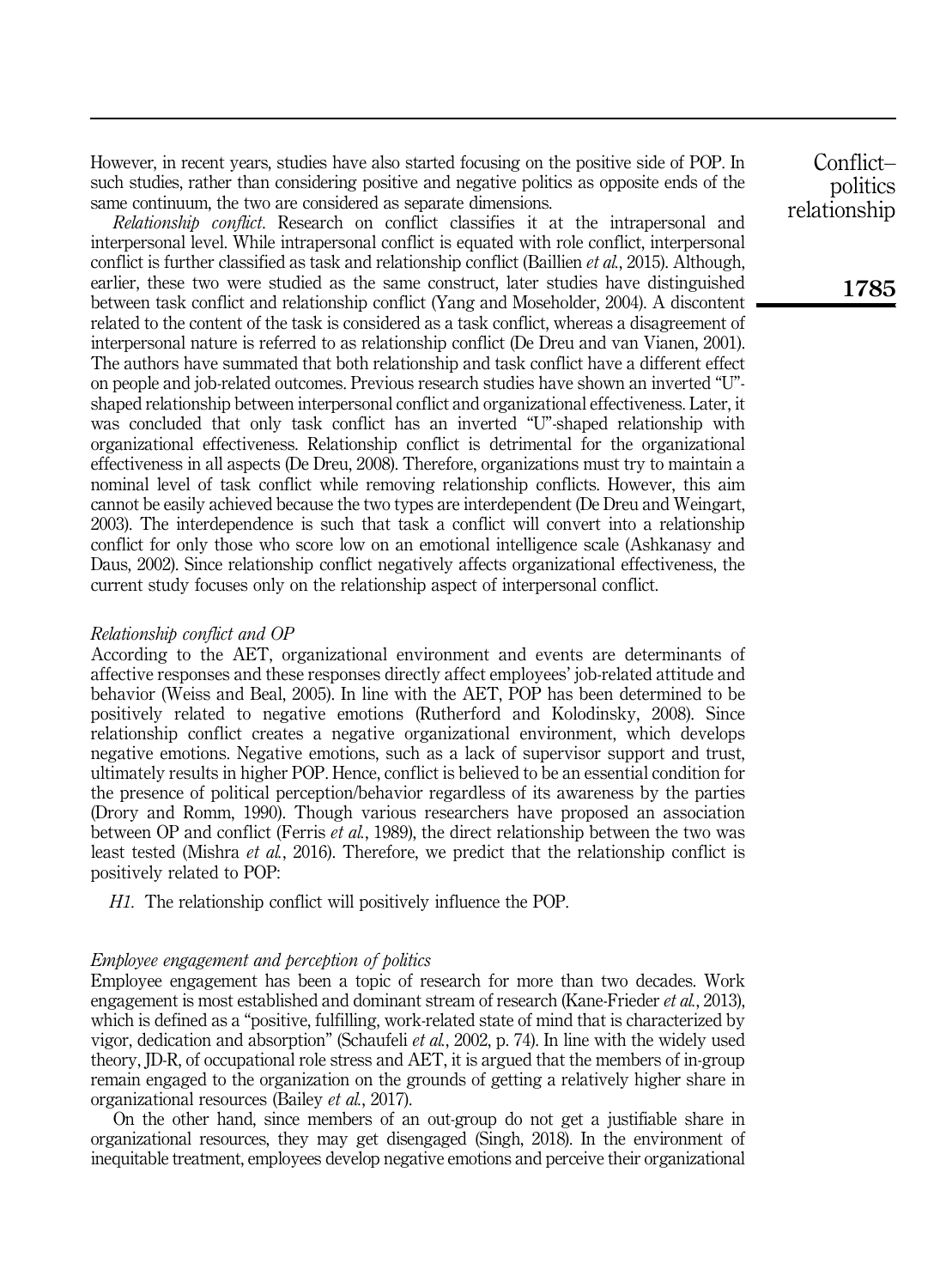However, in recent years, studies have also started focusing on the positive side of POP. In such studies, rather than considering positive and negative politics as opposite ends of the same continuum, the two are considered as separate dimensions.

*Relationship conflict*. Research on conflict classifies it at the intrapersonal and interpersonal level. While intrapersonal conflict is equated with role conflict, interpersonal conflict is further classified as task and relationship conflict (Baillien *et al.*, 2015). Although, earlier, these two were studied as the same construct, later studies have distinguished between task conflict and relationship conflict (Yang and Moseholder, 2004). A discontent related to the content of the task is considered as a task conflict, whereas a disagreement of interpersonal nature is referred to as relationship conflict (De Dreu and van Vianen, 2001). The authors have summated that both relationship and task conflict have a different effect on people and job-related outcomes. Previous research studies have shown an inverted "U"-shaped relationship between interpersonal conflict and organizational effectiveness. Later, it was concluded that only task conflict has an inverted "U"-shaped relationship with organizational effectiveness. Relationship conflict is detrimental for the organizational effectiveness in all aspects (De Dreu, 2008). Therefore, organizations must try to maintain a nominal level of task conflict while removing relationship conflicts. However, this aim cannot be easily achieved because the two types are interdependent (De Dreu and Weingart, 2003). The interdependence is such that task a conflict will convert into a relationship conflict for only those who score low on an emotional intelligence scale (Ashkanasy and Daus, 2002). Since relationship conflict negatively affects organizational effectiveness, the current study focuses only on the relationship aspect of interpersonal conflict.

### *Relationship conflict and OP*

According to the AET, organizational environment and events are determinants of affective responses and these responses directly affect employees' job-related attitude and behavior (Weiss and Beal, 2005). In line with the AET, POP has been determined to be positively related to negative emotions (Rutherford and Kolodinsky, 2008). Since relationship conflict creates a negative organizational environment, which develops negative emotions. Negative emotions, such as a lack of supervisor support and trust, ultimately results in higher POP. Hence, conflict is believed to be an essential condition for the presence of political perception/behavior regardless of its awareness by the parties (Drory and Romm, 1990). Though various researchers have proposed an association between OP and conflict (Ferris *et al.*, 1989), the direct relationship between the two was least tested (Mishra *et al.*, 2016). Therefore, we predict that the relationship conflict is positively related to POP:

*H1*. The relationship conflict will positively influence the POP.

### *Employee engagement and perception of politics*

Employee engagement has been a topic of research for more than two decades. Work engagement is most established and dominant stream of research (Kane-Frieder *et al.*, 2013), which is defined as a "positive, fulfilling, work-related state of mind that is characterized by vigor, dedication and absorption" (Schaufeli *et al.*, 2002, p. 74). In line with the widely used theory, JD-R, of occupational role stress and AET, it is argued that the members of in-group remain engaged to the organization on the grounds of getting a relatively higher share in organizational resources (Bailey *et al.*, 2017).

On the other hand, since members of an out-group do not get a justifiable share in organizational resources, they may get disengaged (Singh, 2018). In the environment of inequitable treatment, employees develop negative emotions and perceive their organizational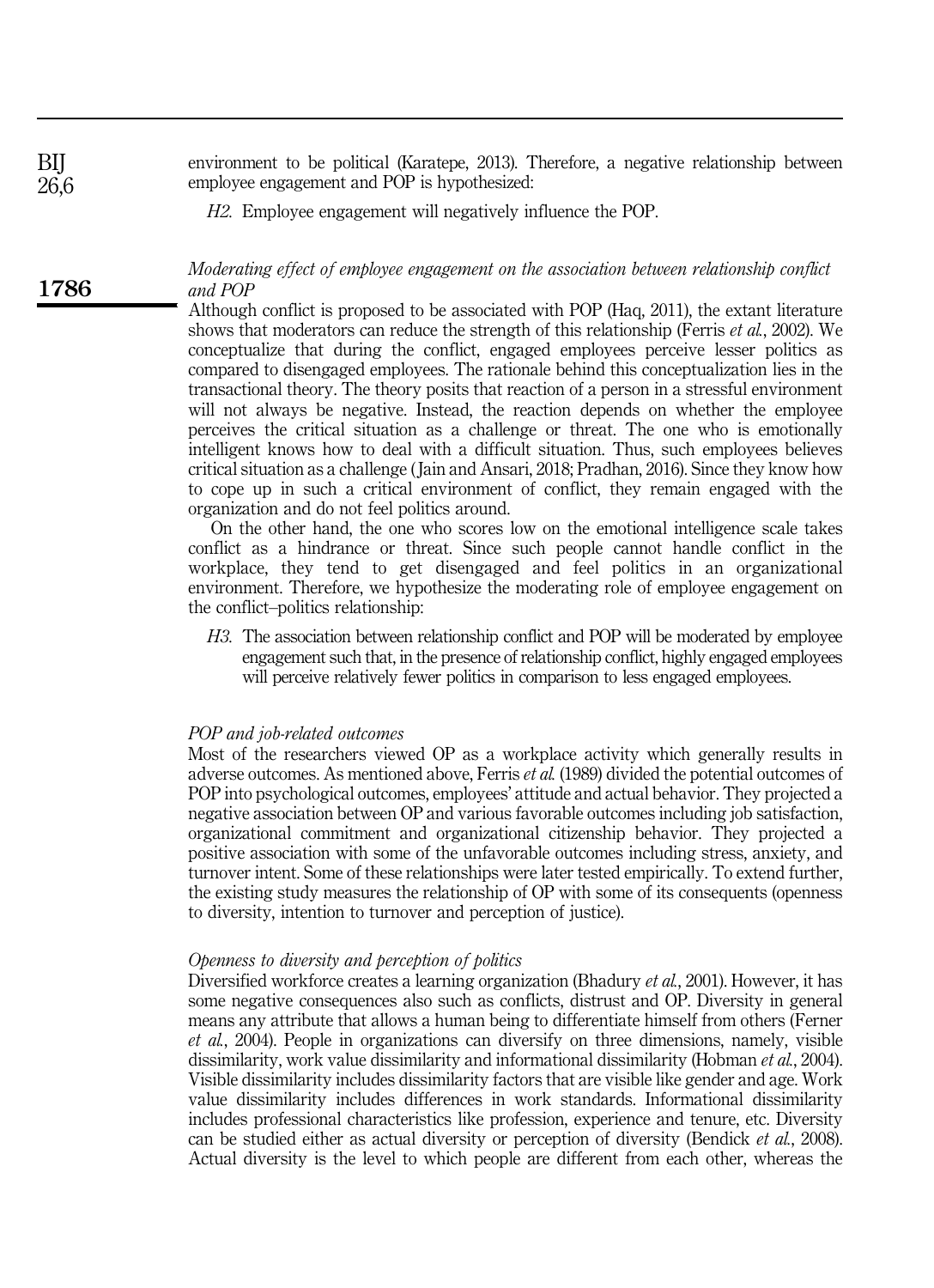environment to be political (Karatepe, 2013). Therefore, a negative relationship between employee engagement and POP is hypothesized:

*H2*. Employee engagement will negatively influence the POP.

### *Moderating effect of employee engagement on the association between relationship conflict and POP*

Although conflict is proposed to be associated with POP (Haq, 2011), the extant literature shows that moderators can reduce the strength of this relationship (Ferris *et al.*, 2002). We conceptualize that during the conflict, engaged employees perceive lesser politics as compared to disengaged employees. The rationale behind this conceptualization lies in the transactional theory. The theory posits that reaction of a person in a stressful environment will not always be negative. Instead, the reaction depends on whether the employee perceives the critical situation as a challenge or threat. The one who is emotionally intelligent knows how to deal with a difficult situation. Thus, such employees believes critical situation as a challenge (Jain and Ansari, 2018; Pradhan, 2016). Since they know how to cope up in such a critical environment of conflict, they remain engaged with the organization and do not feel politics around.

On the other hand, the one who scores low on the emotional intelligence scale takes conflict as a hindrance or threat. Since such people cannot handle conflict in the workplace, they tend to get disengaged and feel politics in an organizational environment. Therefore, we hypothesize the moderating role of employee engagement on the conflict–politics relationship:

*H3*. The association between relationship conflict and POP will be moderated by employee engagement such that, in the presence of relationship conflict, highly engaged employees will perceive relatively fewer politics in comparison to less engaged employees.

### *POP and job-related outcomes*

Most of the researchers viewed OP as a workplace activity which generally results in adverse outcomes. As mentioned above, Ferris *et al.* (1989) divided the potential outcomes of POP into psychological outcomes, employees' attitude and actual behavior. They projected a negative association between OP and various favorable outcomes including job satisfaction, organizational commitment and organizational citizenship behavior. They projected a positive association with some of the unfavorable outcomes including stress, anxiety, and turnover intent. Some of these relationships were later tested empirically. To extend further, the existing study measures the relationship of OP with some of its consequents (openness to diversity, intention to turnover and perception of justice).

### *Openness to diversity and perception of politics*

Diversified workforce creates a learning organization (Bhadury *et al.*, 2001). However, it has some negative consequences also such as conflicts, distrust and OP. Diversity in general means any attribute that allows a human being to differentiate himself from others (Ferner *et al.*, 2004). People in organizations can diversify on three dimensions, namely, visible dissimilarity, work value dissimilarity and informational dissimilarity (Hobman *et al.*, 2004). Visible dissimilarity includes dissimilarity factors that are visible like gender and age. Work value dissimilarity includes differences in work standards. Informational dissimilarity includes professional characteristics like profession, experience and tenure, etc. Diversity can be studied either as actual diversity or perception of diversity (Bendick *et al.*, 2008). Actual diversity is the level to which people are different from each other, whereas the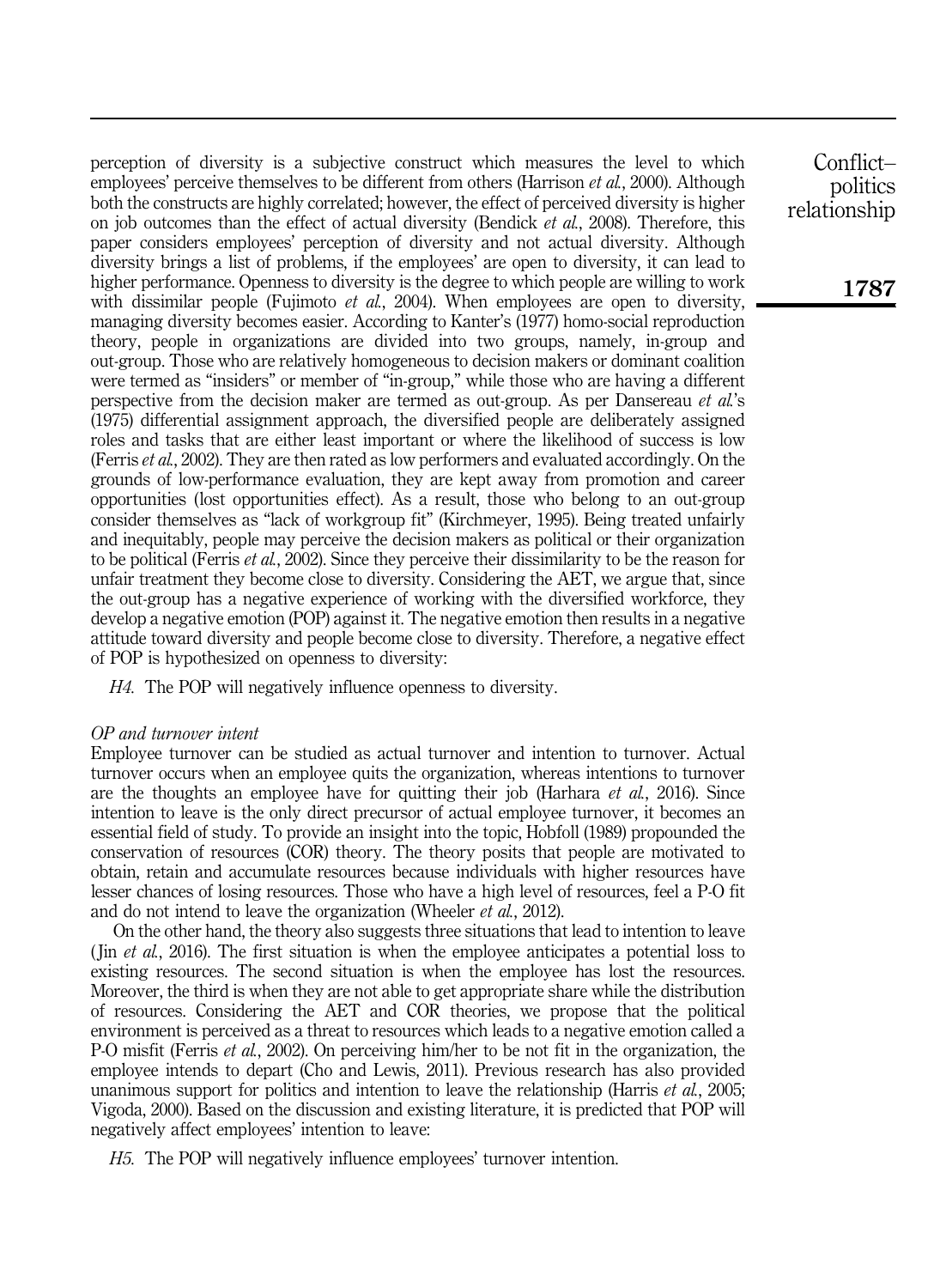perception of diversity is a subjective construct which measures the level to which employees' perceive themselves to be different from others (Harrison *et al.*, 2000). Although both the constructs are highly correlated; however, the effect of perceived diversity is higher on job outcomes than the effect of actual diversity (Bendick *et al.*, 2008). Therefore, this paper considers employees' perception of diversity and not actual diversity. Although diversity brings a list of problems, if the employees' are open to diversity, it can lead to higher performance. Openness to diversity is the degree to which people are willing to work with dissimilar people (Fujimoto *et al.*, 2004). When employees are open to diversity, managing diversity becomes easier. According to Kanter's (1977) homo-social reproduction theory, people in organizations are divided into two groups, namely, in-group and out-group. Those who are relatively homogeneous to decision makers or dominant coalition were termed as "insiders" or member of "in-group," while those who are having a different perspective from the decision maker are termed as out-group. As per Dansereau *et al.*'s (1975) differential assignment approach, the diversified people are deliberately assigned roles and tasks that are either least important or where the likelihood of success is low (Ferris *et al.*, 2002). They are then rated as low performers and evaluated accordingly. On the grounds of low-performance evaluation, they are kept away from promotion and career opportunities (lost opportunities effect). As a result, those who belong to an out-group consider themselves as "lack of workgroup fit" (Kirchmeyer, 1995). Being treated unfairly and inequitably, people may perceive the decision makers as political or their organization to be political (Ferris *et al.*, 2002). Since they perceive their dissimilarity to be the reason for unfair treatment they become close to diversity. Considering the AET, we argue that, since the out-group has a negative experience of working with the diversified workforce, they develop a negative emotion (POP) against it. The negative emotion then results in a negative attitude toward diversity and people become close to diversity. Therefore, a negative effect of POP is hypothesized on openness to diversity:

*H4.* The POP will negatively influence openness to diversity.

### *OP and turnover intent*

Employee turnover can be studied as actual turnover and intention to turnover. Actual turnover occurs when an employee quits the organization, whereas intentions to turnover are the thoughts an employee have for quitting their job (Harhara *et al.*, 2016). Since intention to leave is the only direct precursor of actual employee turnover, it becomes an essential field of study. To provide an insight into the topic, Hobfoll (1989) propounded the conservation of resources (COR) theory. The theory posits that people are motivated to obtain, retain and accumulate resources because individuals with higher resources have lesser chances of losing resources. Those who have a high level of resources, feel a P-O fit and do not intend to leave the organization (Wheeler *et al.*, 2012).

On the other hand, the theory also suggests three situations that lead to intention to leave (Jin *et al.*, 2016). The first situation is when the employee anticipates a potential loss to existing resources. The second situation is when the employee has lost the resources. Moreover, the third is when they are not able to get appropriate share while the distribution of resources. Considering the AET and COR theories, we propose that the political environment is perceived as a threat to resources which leads to a negative emotion called a P-O misfit (Ferris *et al.*, 2002). On perceiving him/her to be not fit in the organization, the employee intends to depart (Cho and Lewis, 2011). Previous research has also provided unanimous support for politics and intention to leave the relationship (Harris *et al.*, 2005; Vigoda, 2000). Based on the discussion and existing literature, it is predicted that POP will negatively affect employees' intention to leave:

*H5.* The POP will negatively influence employees' turnover intention.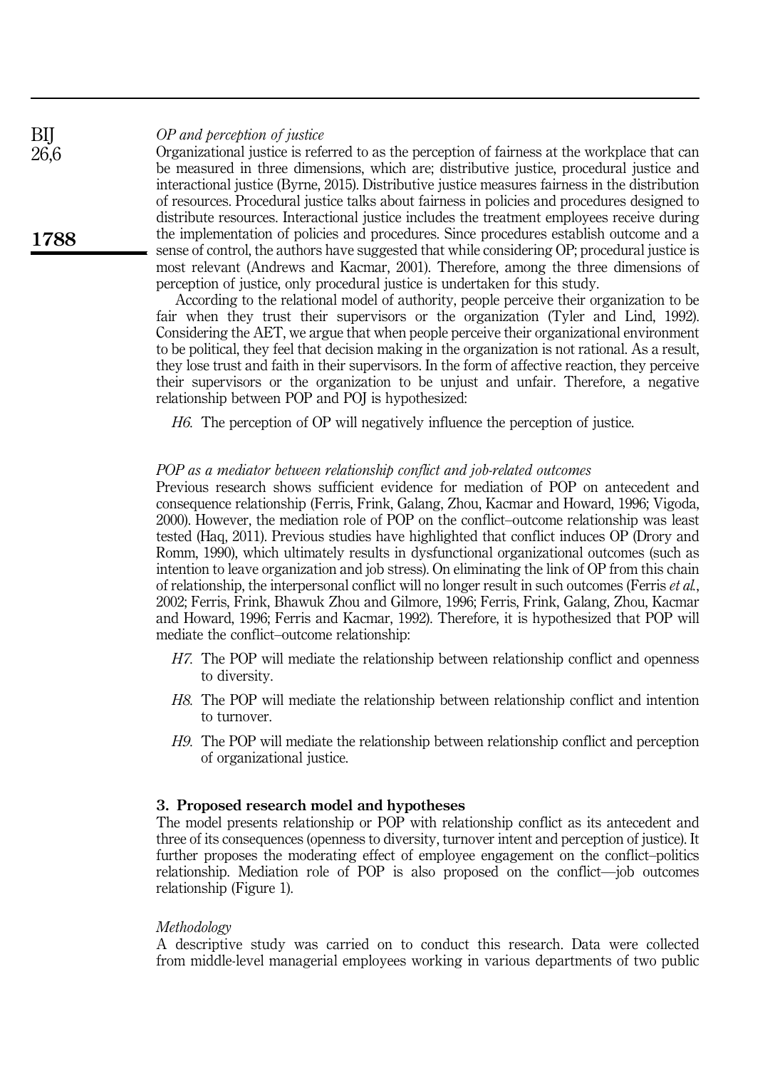*OP and perception of justice*

Organizational justice is referred to as the perception of fairness at the workplace that can be measured in three dimensions, which are; distributive justice, procedural justice and interactional justice (Byrne, 2015). Distributive justice measures fairness in the distribution of resources. Procedural justice talks about fairness in policies and procedures designed to distribute resources. Interactional justice includes the treatment employees receive during the implementation of policies and procedures. Since procedures establish outcome and a sense of control, the authors have suggested that while considering OP; procedural justice is most relevant (Andrews and Kacmar, 2001). Therefore, among the three dimensions of perception of justice, only procedural justice is undertaken for this study.

According to the relational model of authority, people perceive their organization to be fair when they trust their supervisors or the organization (Tyler and Lind, 1992). Considering the AET, we argue that when people perceive their organizational environment to be political, they feel that decision making in the organization is not rational. As a result, they lose trust and faith in their supervisors. In the form of affective reaction, they perceive their supervisors or the organization to be unjust and unfair. Therefore, a negative relationship between POP and POJ is hypothesized:

*H6*. The perception of OP will negatively influence the perception of justice.

*POP as a mediator between relationship conflict and job-related outcomes*

Previous research shows sufficient evidence for mediation of POP on antecedent and consequence relationship (Ferris, Frink, Galang, Zhou, Kacmar and Howard, 1996; Vigoda, 2000). However, the mediation role of POP on the conflict–outcome relationship was least tested (Haq, 2011). Previous studies have highlighted that conflict induces OP (Drory and Romm, 1990), which ultimately results in dysfunctional organizational outcomes (such as intention to leave organization and job stress). On eliminating the link of OP from this chain of relationship, the interpersonal conflict will no longer result in such outcomes (Ferris *et al.*, 2002; Ferris, Frink, Bhawuk Zhou and Gilmore, 1996; Ferris, Frink, Galang, Zhou, Kacmar and Howard, 1996; Ferris and Kacmar, 1992). Therefore, it is hypothesized that POP will mediate the conflict–outcome relationship:

*H7*. The POP will mediate the relationship between relationship conflict and openness to diversity.

*H8*. The POP will mediate the relationship between relationship conflict and intention to turnover.

*H9*. The POP will mediate the relationship between relationship conflict and perception of organizational justice.

## 3. Proposed research model and hypotheses

The model presents relationship or POP with relationship conflict as its antecedent and three of its consequences (openness to diversity, turnover intent and perception of justice). It further proposes the moderating effect of employee engagement on the conflict–politics relationship. Mediation role of POP is also proposed on the conflict—job outcomes relationship (Figure 1).

*Methodology*

A descriptive study was carried on to conduct this research. Data were collected from middle-level managerial employees working in various departments of two public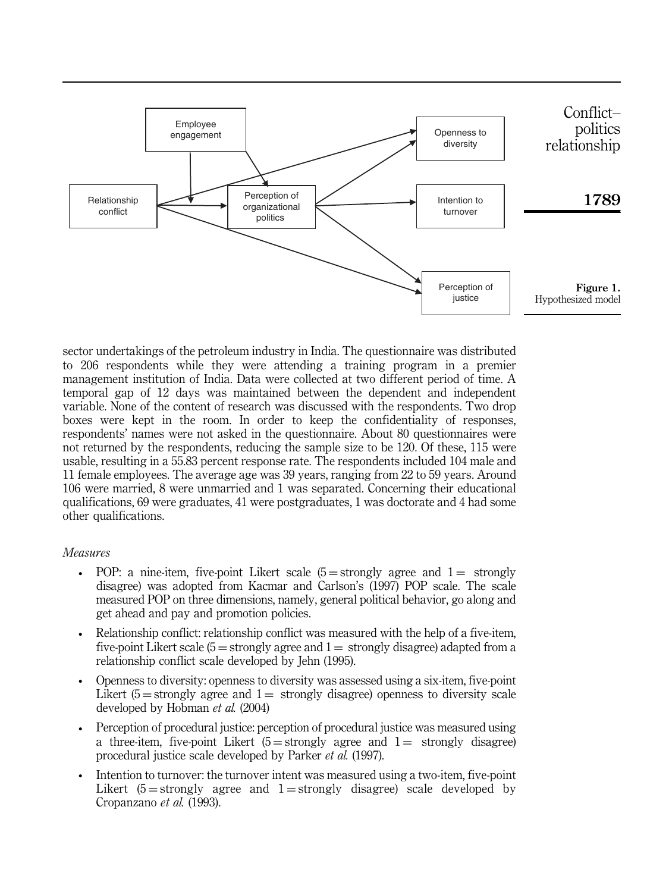Figure 1. Hypothesized model

sector undertakings of the petroleum industry in India. The questionnaire was distributed to 206 respondents while they were attending a training program in a premier management institution of India. Data were collected at two different period of time. A temporal gap of 12 days was maintained between the dependent and independent variable. None of the content of research was discussed with the respondents. Two drop boxes were kept in the room. In order to keep the confidentiality of responses, respondents' names were not asked in the questionnaire. About 80 questionnaires were not returned by the respondents, reducing the sample size to be 120. Of these, 115 were usable, resulting in a 55.83 percent response rate. The respondents included 104 male and 11 female employees. The average age was 39 years, ranging from 22 to 59 years. Around 106 were married, 8 were unmarried and 1 was separated. Concerning their educational qualifications, 69 were graduates, 41 were postgraduates, 1 was doctorate and 4 had some other qualifications.

*Measures*

- POP: a nine-item, five-point Likert scale (5 = strongly agree and 1 = strongly disagree) was adopted from Kacmar and Carlson's (1997) POP scale. The scale measured POP on three dimensions, namely, general political behavior, go along and get ahead and pay and promotion policies.
- Relationship conflict: relationship conflict was measured with the help of a five-item, five-point Likert scale (5 = strongly agree and 1 = strongly disagree) adapted from a relationship conflict scale developed by Jehn (1995).
- Openness to diversity: openness to diversity was assessed using a six-item, five-point Likert (5 = strongly agree and 1 = strongly disagree) openness to diversity scale developed by Hobman *et al.* (2004)
- Perception of procedural justice: perception of procedural justice was measured using a three-item, five-point Likert (5 = strongly agree and 1 = strongly disagree) procedural justice scale developed by Parker *et al.* (1997).
- Intention to turnover: the turnover intent was measured using a two-item, five-point Likert (5 = strongly agree and 1 = strongly disagree) scale developed by Cropanzano *et al.* (1993).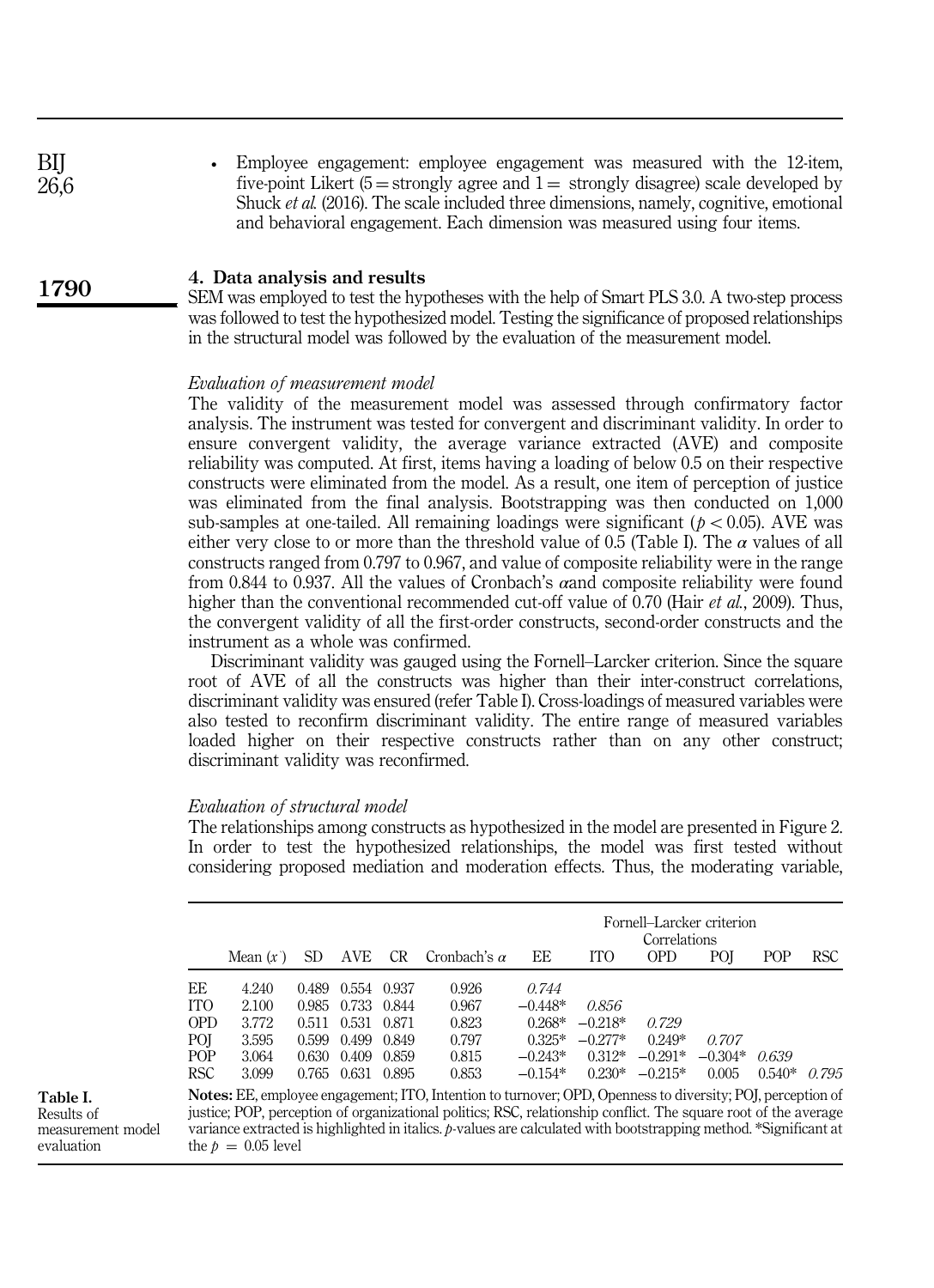- Employee engagement: employee engagement was measured with the 12-item, five-point Likert (5 = strongly agree and 1 = strongly disagree) scale developed by Shuck *et al.* (2016). The scale included three dimensions, namely, cognitive, emotional and behavioral engagement. Each dimension was measured using four items.

## 4. Data analysis and results

SEM was employed to test the hypotheses with the help of Smart PLS 3.0. A two-step process was followed to test the hypothesized model. Testing the significance of proposed relationships in the structural model was followed by the evaluation of the measurement model.

### *Evaluation of measurement model*

The validity of the measurement model was assessed through confirmatory factor analysis. The instrument was tested for convergent and discriminant validity. In order to ensure convergent validity, the average variance extracted (AVE) and composite reliability was computed. At first, items having a loading of below 0.5 on their respective constructs were eliminated from the model. As a result, one item of perception of justice was eliminated from the final analysis. Bootstrapping was then conducted on 1,000 sub-samples at one-tailed. All remaining loadings were significant ($p < 0.05$). AVE was either very close to or more than the threshold value of 0.5 (Table I). The $\alpha$ values of all constructs ranged from 0.797 to 0.967, and value of composite reliability were in the range from 0.844 to 0.937. All the values of Cronbach's $\alpha$and composite reliability were found higher than the conventional recommended cut-off value of 0.70 (Hair *et al.*, 2009). Thus, the convergent validity of all the first-order constructs, second-order constructs and the instrument as a whole was confirmed.

Discriminant validity was gauged using the Fornell–Larcker criterion. Since the square root of AVE of all the constructs was higher than their inter-construct correlations, discriminant validity was ensured (refer Table I). Cross-loadings of measured variables were also tested to reconfirm discriminant validity. The entire range of measured variables loaded higher on their respective constructs rather than on any other construct; discriminant validity was reconfirmed.

### *Evaluation of structural model*

The relationships among constructs as hypothesized in the model are presented in Figure 2. In order to test the hypothesized relationships, the model was first tested without considering proposed mediation and moderation effects. Thus, the moderating variable,

**Table I.** Results of measurement model evaluation

| | Mean ($\bar{x}$) | SD | AVE | CR | Cronbach's $\alpha$ | Fornell–Larcker criterion Correlations EE | ITO | OPD | POJ | POP | RSC |
|---|---|---|---|---|---|---|---|---|---|---|---|
| EE | 4.240 | 0.489 | 0.554 | 0.937 | 0.926 | *0.744* | | | | | |
| ITO | 2.100 | 0.985 | 0.733 | 0.844 | 0.967 | −0.448* | *0.856* | | | | |
| OPD | 3.772 | 0.511 | 0.531 | 0.871 | 0.823 | 0.268* | −0.218* | *0.729* | | | |
| POJ | 3.595 | 0.599 | 0.499 | 0.849 | 0.797 | 0.325* | −0.277* | 0.249* | *0.707* | | |
| POP | 3.064 | 0.630 | 0.409 | 0.859 | 0.815 | −0.243* | 0.312* | −0.291* | −0.304* | *0.639* | |
| RSC | 3.099 | 0.765 | 0.631 | 0.895 | 0.853 | −0.154* | 0.230* | −0.215* | 0.005 | 0.540* | *0.795* |

**Notes:** EE, employee engagement; ITO, Intention to turnover; OPD, Openness to diversity; POJ, perception of justice; POP, perception of organizational politics; RSC, relationship conflict. The square root of the average variance extracted is highlighted in italics. *p*-values are calculated with bootstrapping method. *Significant at the $p = 0.05$ level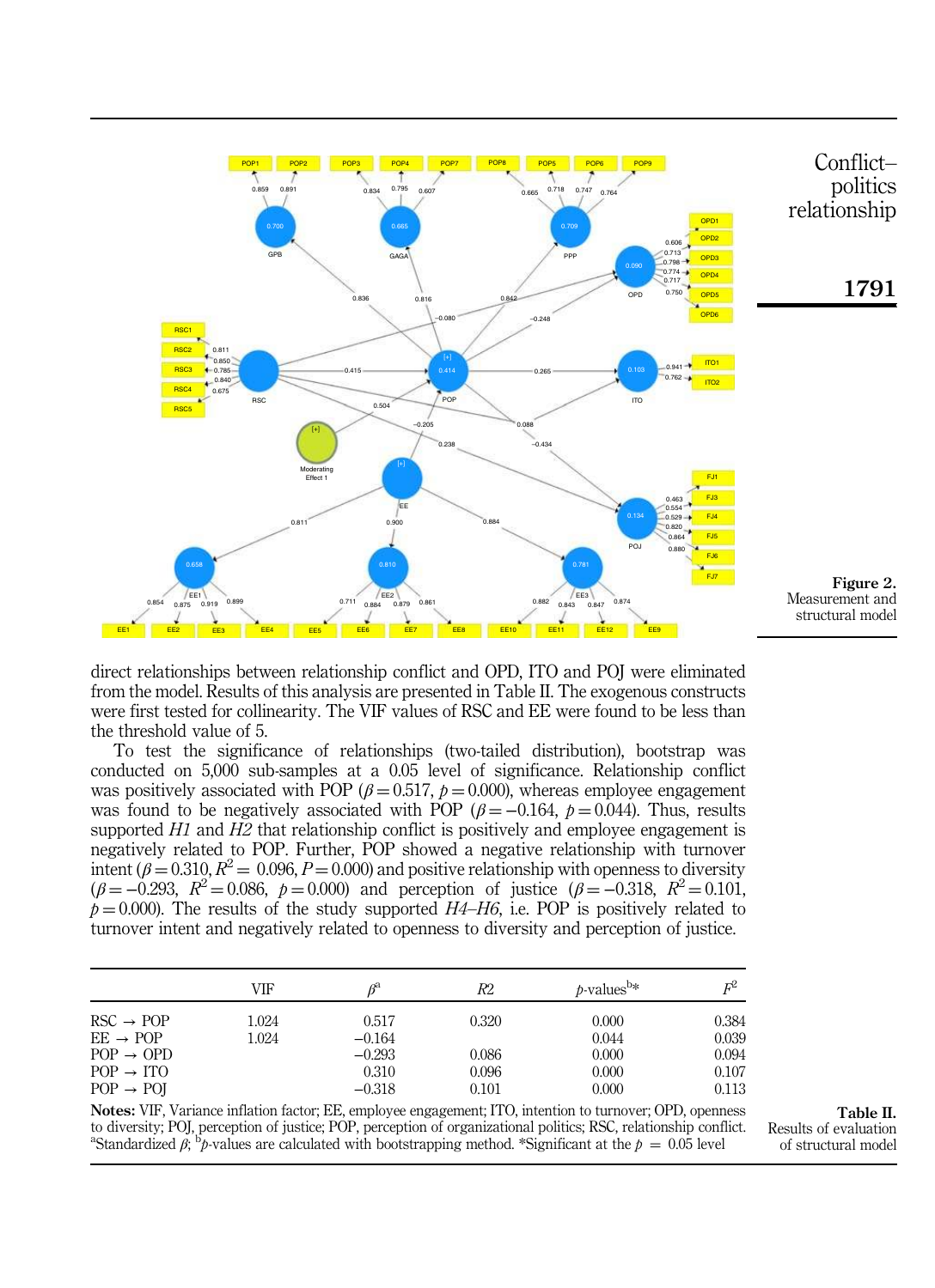Figure 2.
Measurement and structural model

direct relationships between relationship conflict and OPD, ITO and POJ were eliminated from the model. Results of this analysis are presented in Table II. The exogenous constructs were first tested for collinearity. The VIF values of RSC and EE were found to be less than the threshold value of 5.

To test the significance of relationships (two-tailed distribution), bootstrap was conducted on 5,000 sub-samples at a 0.05 level of significance. Relationship conflict was positively associated with POP ($\beta = 0.517$, $p = 0.000$), whereas employee engagement was found to be negatively associated with POP ($\beta = -0.164$, $p = 0.044$). Thus, results supported *H1* and *H2* that relationship conflict is positively and employee engagement is negatively related to POP. Further, POP showed a negative relationship with turnover intent ($\beta = 0.310$, $R^2 = 0.096$, $P = 0.000$) and positive relationship with openness to diversity ($\beta = -0.293$, $R^2 = 0.086$, $p = 0.000$) and perception of justice ($\beta = -0.318$, $R^2 = 0.101$, $p = 0.000$). The results of the study supported *H4–H6*, i.e. POP is positively related to turnover intent and negatively related to openness to diversity and perception of justice.

|  | VIF | $\beta$[a] | R2 | p-values[b]* | $F^2$ |
|---|---|---|---|---|---|
| RSC → POP | 1.024 | 0.517 | 0.320 | 0.000 | 0.384 |
| EE → POP | 1.024 | −0.164 |  | 0.044 | 0.039 |
| POP → OPD |  | −0.293 | 0.086 | 0.000 | 0.094 |
| POP → ITO |  | 0.310 | 0.096 | 0.000 | 0.107 |
| POP → POJ |  | −0.318 | 0.101 | 0.000 | 0.113 |

**Notes:** VIF, Variance inflation factor; EE, employee engagement; ITO, intention to turnover; OPD, openness to diversity; POJ, perception of justice; POP, perception of organizational politics; RSC, relationship conflict. [a]Standardized $\beta$; [b]$p$-values are calculated with bootstrapping method. *Significant at the $p = 0.05$ level

**Table II.**
Results of evaluation of structural model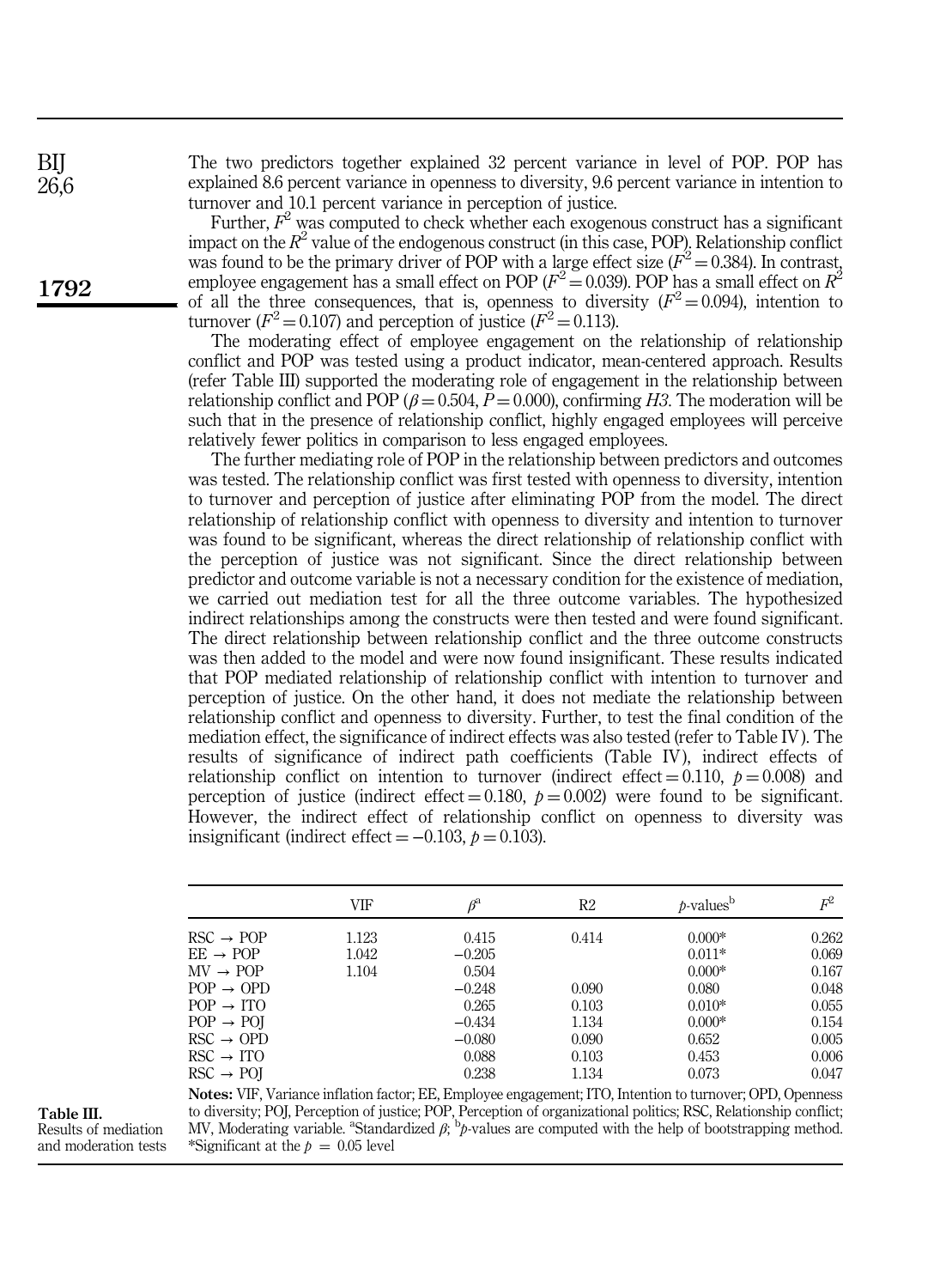The two predictors together explained 32 percent variance in level of POP. POP has explained 8.6 percent variance in openness to diversity, 9.6 percent variance in intention to turnover and 10.1 percent variance in perception of justice.

Further, $F^2$ was computed to check whether each exogenous construct has a significant impact on the $R^2$ value of the endogenous construct (in this case, POP). Relationship conflict was found to be the primary driver of POP with a large effect size ($F^2 = 0.384$). In contrast, employee engagement has a small effect on POP ($F^2 = 0.039$). POP has a small effect on $R^2$ of all the three consequences, that is, openness to diversity ($F^2 = 0.094$), intention to turnover ($F^2 = 0.107$) and perception of justice ($F^2 = 0.113$).

The moderating effect of employee engagement on the relationship of relationship conflict and POP was tested using a product indicator, mean-centered approach. Results (refer Table III) supported the moderating role of engagement in the relationship between relationship conflict and POP ($\beta = 0.504$, $P = 0.000$), confirming *H3*. The moderation will be such that in the presence of relationship conflict, highly engaged employees will perceive relatively fewer politics in comparison to less engaged employees.

The further mediating role of POP in the relationship between predictors and outcomes was tested. The relationship conflict was first tested with openness to diversity, intention to turnover and perception of justice after eliminating POP from the model. The direct relationship of relationship conflict with openness to diversity and intention to turnover was found to be significant, whereas the direct relationship of relationship conflict with the perception of justice was not significant. Since the direct relationship between predictor and outcome variable is not a necessary condition for the existence of mediation, we carried out mediation test for all the three outcome variables. The hypothesized indirect relationships among the constructs were then tested and were found significant. The direct relationship between relationship conflict and the three outcome constructs was then added to the model and were now found insignificant. These results indicated that POP mediated relationship of relationship conflict with intention to turnover and perception of justice. On the other hand, it does not mediate the relationship between relationship conflict and openness to diversity. Further, to test the final condition of the mediation effect, the significance of indirect effects was also tested (refer to Table IV). The results of significance of indirect path coefficients (Table IV), indirect effects of relationship conflict on intention to turnover (indirect effect $= 0.110$, $p = 0.008$) and perception of justice (indirect effect $= 0.180$, $p = 0.002$) were found to be significant. However, the indirect effect of relationship conflict on openness to diversity was insignificant (indirect effect $= -0.103$, $p = 0.103$).

**Table III.** Results of mediation and moderation tests

| | VIF | $\beta$[a] | R2 | $p$-values[b] | $F^2$ |
|---|---|---|---|---|---|
| RSC → POP | 1.123 | 0.415 | 0.414 | 0.000* | 0.262 |
| EE → POP | 1.042 | −0.205 | | 0.011* | 0.069 |
| MV → POP | 1.104 | 0.504 | | 0.000* | 0.167 |
| POP → OPD | | −0.248 | 0.090 | 0.080 | 0.048 |
| POP → ITO | | 0.265 | 0.103 | 0.010* | 0.055 |
| POP → POJ | | −0.434 | 1.134 | 0.000* | 0.154 |
| RSC → OPD | | −0.080 | 0.090 | 0.652 | 0.005 |
| RSC → ITO | | 0.088 | 0.103 | 0.453 | 0.006 |
| RSC → POJ | | 0.238 | 1.134 | 0.073 | 0.047 |

**Notes:** VIF, Variance inflation factor; EE, Employee engagement; ITO, Intention to turnover; OPD, Openness to diversity; POJ, Perception of justice; POP, Perception of organizational politics; RSC, Relationship conflict; MV, Moderating variable. [a]Standardized $\beta$; [b]$p$-values are computed with the help of bootstrapping method. *Significant at the $p = 0.05$ level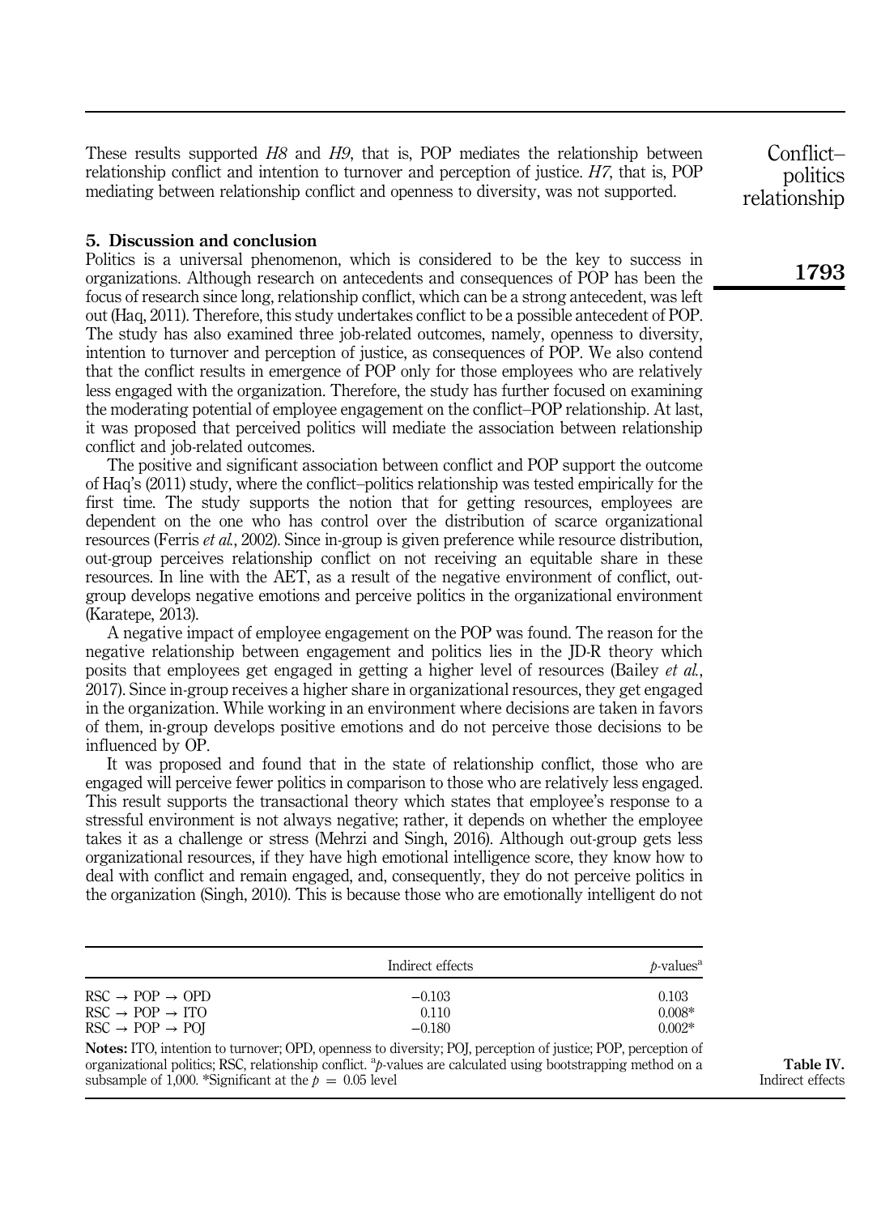These results supported *H8* and *H9*, that is, POP mediates the relationship between relationship conflict and intention to turnover and perception of justice. *H7*, that is, POP mediating between relationship conflict and openness to diversity, was not supported.

## 5. Discussion and conclusion

Politics is a universal phenomenon, which is considered to be the key to success in organizations. Although research on antecedents and consequences of POP has been the focus of research since long, relationship conflict, which can be a strong antecedent, was left out (Haq, 2011). Therefore, this study undertakes conflict to be a possible antecedent of POP. The study has also examined three job-related outcomes, namely, openness to diversity, intention to turnover and perception of justice, as consequences of POP. We also contend that the conflict results in emergence of POP only for those employees who are relatively less engaged with the organization. Therefore, the study has further focused on examining the moderating potential of employee engagement on the conflict–POP relationship. At last, it was proposed that perceived politics will mediate the association between relationship conflict and job-related outcomes.

The positive and significant association between conflict and POP support the outcome of Haq's (2011) study, where the conflict–politics relationship was tested empirically for the first time. The study supports the notion that for getting resources, employees are dependent on the one who has control over the distribution of scarce organizational resources (Ferris *et al.*, 2002). Since in-group is given preference while resource distribution, out-group perceives relationship conflict on not receiving an equitable share in these resources. In line with the AET, as a result of the negative environment of conflict, out-group develops negative emotions and perceive politics in the organizational environment (Karatepe, 2013).

A negative impact of employee engagement on the POP was found. The reason for the negative relationship between engagement and politics lies in the JD-R theory which posits that employees get engaged in getting a higher level of resources (Bailey *et al.*, 2017). Since in-group receives a higher share in organizational resources, they get engaged in the organization. While working in an environment where decisions are taken in favors of them, in-group develops positive emotions and do not perceive those decisions to be influenced by OP.

It was proposed and found that in the state of relationship conflict, those who are engaged will perceive fewer politics in comparison to those who are relatively less engaged. This result supports the transactional theory which states that employee's response to a stressful environment is not always negative; rather, it depends on whether the employee takes it as a challenge or stress (Mehrzi and Singh, 2016). Although out-group gets less organizational resources, if they have high emotional intelligence score, they know how to deal with conflict and remain engaged, and, consequently, they do not perceive politics in the organization (Singh, 2010). This is because those who are emotionally intelligent do not

| | Indirect effects | $p$-values[a] |
|---|---|---|
| RSC → POP → OPD | −0.103 | 0.103 |
| RSC → POP → ITO | 0.110 | 0.008* |
| RSC → POP → POJ | −0.180 | 0.002* |

**Notes:** ITO, intention to turnover; OPD, openness to diversity; POJ, perception of justice; POP, perception of organizational politics; RSC, relationship conflict. [a]$p$-values are calculated using bootstrapping method on a subsample of 1,000. *Significant at the $p = 0.05$ level

**Table IV.** Indirect effects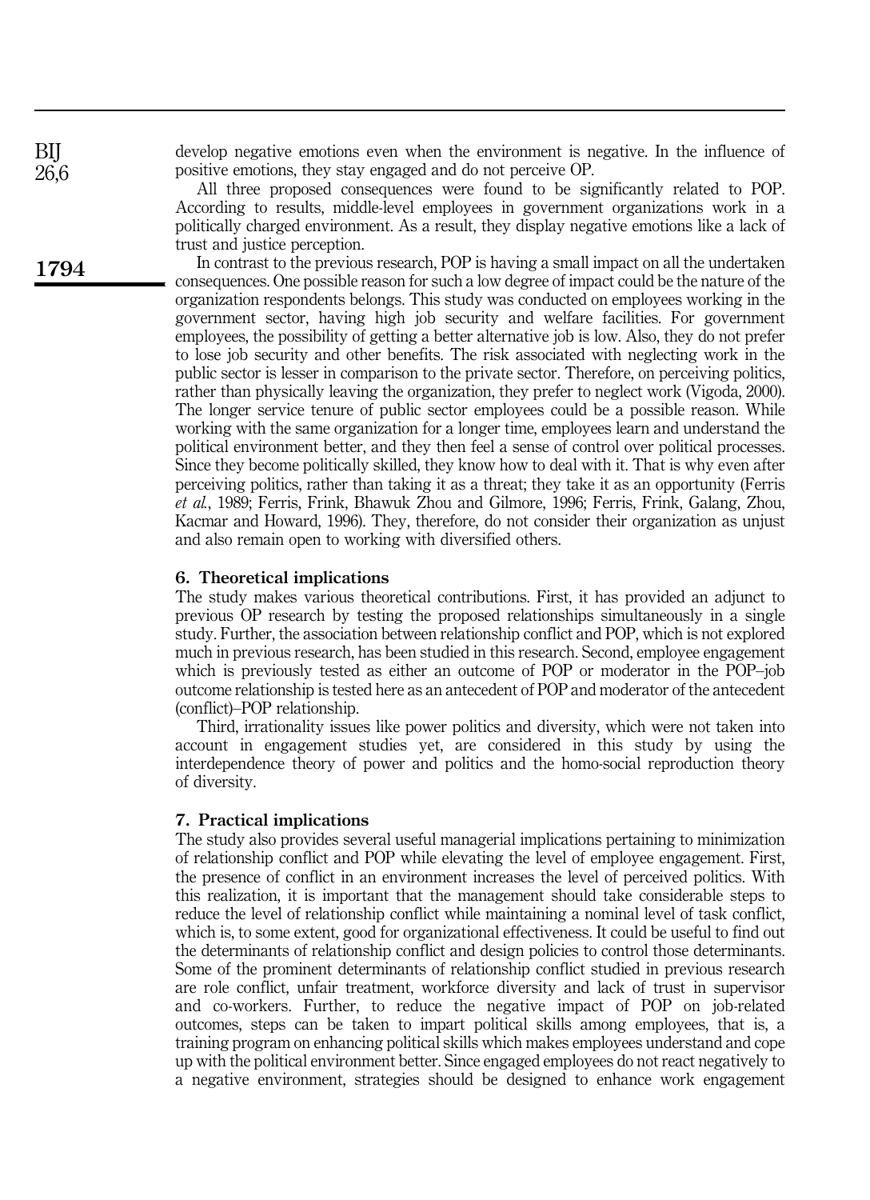develop negative emotions even when the environment is negative. In the influence of positive emotions, they stay engaged and do not perceive OP.

All three proposed consequences were found to be significantly related to POP. According to results, middle-level employees in government organizations work in a politically charged environment. As a result, they display negative emotions like a lack of trust and justice perception.

In contrast to the previous research, POP is having a small impact on all the undertaken consequences. One possible reason for such a low degree of impact could be the nature of the organization respondents belongs. This study was conducted on employees working in the government sector, having high job security and welfare facilities. For government employees, the possibility of getting a better alternative job is low. Also, they do not prefer to lose job security and other benefits. The risk associated with neglecting work in the public sector is lesser in comparison to the private sector. Therefore, on perceiving politics, rather than physically leaving the organization, they prefer to neglect work (Vigoda, 2000). The longer service tenure of public sector employees could be a possible reason. While working with the same organization for a longer time, employees learn and understand the political environment better, and they then feel a sense of control over political processes. Since they become politically skilled, they know how to deal with it. That is why even after perceiving politics, rather than taking it as a threat; they take it as an opportunity (Ferris *et al.*, 1989; Ferris, Frink, Bhawuk Zhou and Gilmore, 1996; Ferris, Frink, Galang, Zhou, Kacmar and Howard, 1996). They, therefore, do not consider their organization as unjust and also remain open to working with diversified others.

## 6. Theoretical implications

The study makes various theoretical contributions. First, it has provided an adjunct to previous OP research by testing the proposed relationships simultaneously in a single study. Further, the association between relationship conflict and POP, which is not explored much in previous research, has been studied in this research. Second, employee engagement which is previously tested as either an outcome of POP or moderator in the POP–job outcome relationship is tested here as an antecedent of POP and moderator of the antecedent (conflict)–POP relationship.

Third, irrationality issues like power politics and diversity, which were not taken into account in engagement studies yet, are considered in this study by using the interdependence theory of power and politics and the homo-social reproduction theory of diversity.

## 7. Practical implications

The study also provides several useful managerial implications pertaining to minimization of relationship conflict and POP while elevating the level of employee engagement. First, the presence of conflict in an environment increases the level of perceived politics. With this realization, it is important that the management should take considerable steps to reduce the level of relationship conflict while maintaining a nominal level of task conflict, which is, to some extent, good for organizational effectiveness. It could be useful to find out the determinants of relationship conflict and design policies to control those determinants. Some of the prominent determinants of relationship conflict studied in previous research are role conflict, unfair treatment, workforce diversity and lack of trust in supervisor and co-workers. Further, to reduce the negative impact of POP on job-related outcomes, steps can be taken to impart political skills among employees, that is, a training program on enhancing political skills which makes employees understand and cope up with the political environment better. Since engaged employees do not react negatively to a negative environment, strategies should be designed to enhance work engagement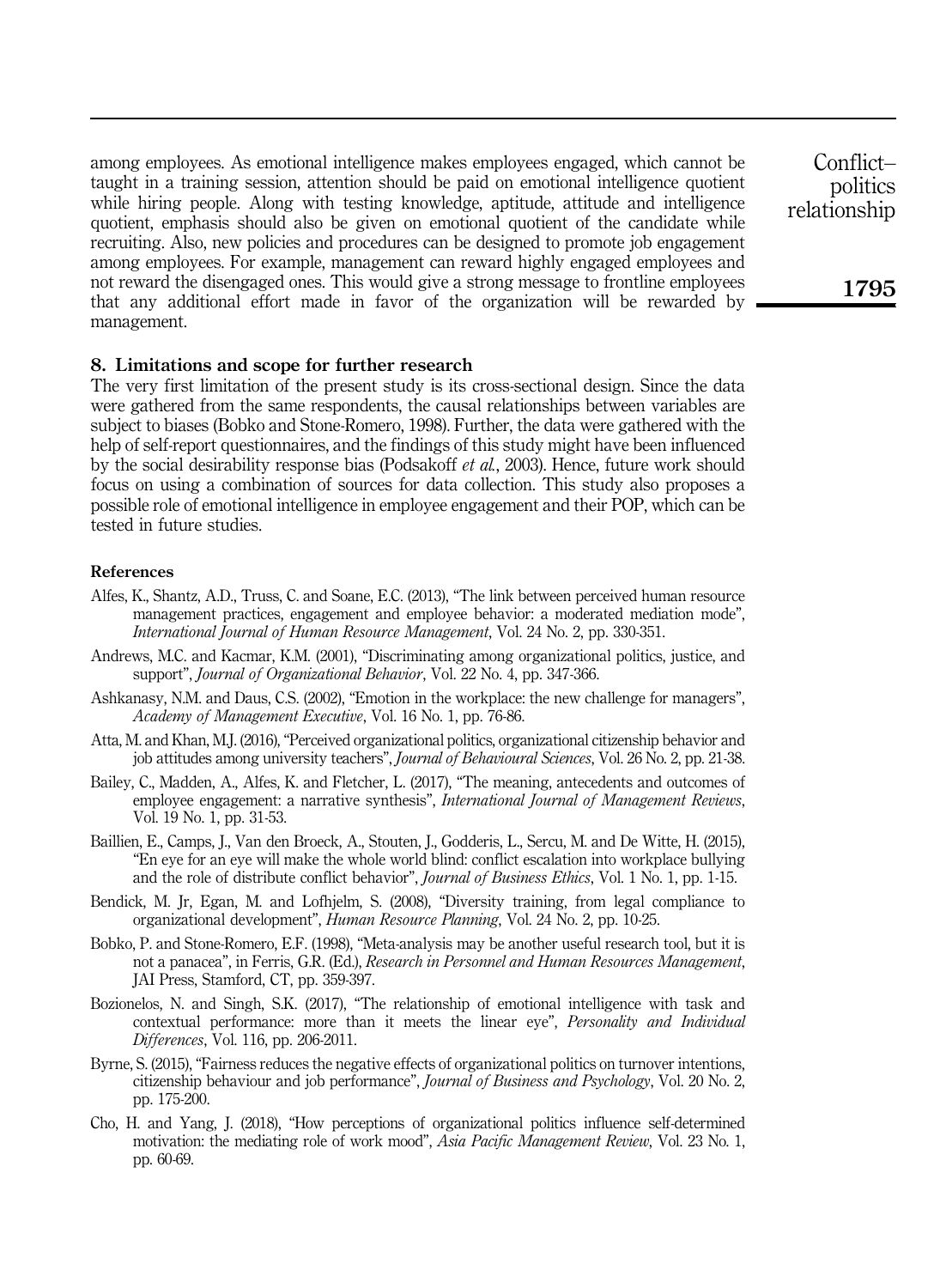among employees. As emotional intelligence makes employees engaged, which cannot be taught in a training session, attention should be paid on emotional intelligence quotient while hiring people. Along with testing knowledge, aptitude, attitude and intelligence quotient, emphasis should also be given on emotional quotient of the candidate while recruiting. Also, new policies and procedures can be designed to promote job engagement among employees. For example, management can reward highly engaged employees and not reward the disengaged ones. This would give a strong message to frontline employees that any additional effort made in favor of the organization will be rewarded by management.

## 8. Limitations and scope for further research

The very first limitation of the present study is its cross-sectional design. Since the data were gathered from the same respondents, the causal relationships between variables are subject to biases (Bobko and Stone-Romero, 1998). Further, the data were gathered with the help of self-report questionnaires, and the findings of this study might have been influenced by the social desirability response bias (Podsakoff *et al.*, 2003). Hence, future work should focus on using a combination of sources for data collection. This study also proposes a possible role of emotional intelligence in employee engagement and their POP, which can be tested in future studies.

### References

Alfes, K., Shantz, A.D., Truss, C. and Soane, E.C. (2013), "The link between perceived human resource management practices, engagement and employee behavior: a moderated mediation mode", *International Journal of Human Resource Management*, Vol. 24 No. 2, pp. 330-351.

Andrews, M.C. and Kacmar, K.M. (2001), "Discriminating among organizational politics, justice, and support", *Journal of Organizational Behavior*, Vol. 22 No. 4, pp. 347-366.

Ashkanasy, N.M. and Daus, C.S. (2002), "Emotion in the workplace: the new challenge for managers", *Academy of Management Executive*, Vol. 16 No. 1, pp. 76-86.

Atta, M. and Khan, M.J. (2016), "Perceived organizational politics, organizational citizenship behavior and job attitudes among university teachers", *Journal of Behavioural Sciences*, Vol. 26 No. 2, pp. 21-38.

Bailey, C., Madden, A., Alfes, K. and Fletcher, L. (2017), "The meaning, antecedents and outcomes of employee engagement: a narrative synthesis", *International Journal of Management Reviews*, Vol. 19 No. 1, pp. 31-53.

Baillien, E., Camps, J., Van den Broeck, A., Stouten, J., Godderis, L., Sercu, M. and De Witte, H. (2015), "En eye for an eye will make the whole world blind: conflict escalation into workplace bullying and the role of distribute conflict behavior", *Journal of Business Ethics*, Vol. 1 No. 1, pp. 1-15.

Bendick, M. Jr, Egan, M. and Lofhjelm, S. (2008), "Diversity training, from legal compliance to organizational development", *Human Resource Planning*, Vol. 24 No. 2, pp. 10-25.

Bobko, P. and Stone-Romero, E.F. (1998), "Meta-analysis may be another useful research tool, but it is not a panacea", in Ferris, G.R. (Ed.), *Research in Personnel and Human Resources Management*, JAI Press, Stamford, CT, pp. 359-397.

Bozionelos, N. and Singh, S.K. (2017), "The relationship of emotional intelligence with task and contextual performance: more than it meets the linear eye", *Personality and Individual Differences*, Vol. 116, pp. 206-2011.

Byrne, S. (2015), "Fairness reduces the negative effects of organizational politics on turnover intentions, citizenship behaviour and job performance", *Journal of Business and Psychology*, Vol. 20 No. 2, pp. 175-200.

Cho, H. and Yang, J. (2018), "How perceptions of organizational politics influence self-determined motivation: the mediating role of work mood", *Asia Pacific Management Review*, Vol. 23 No. 1, pp. 60-69.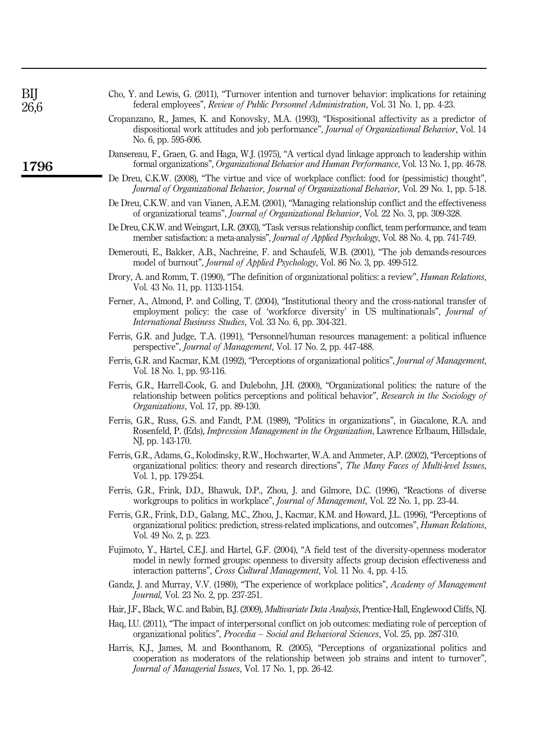Cho, Y. and Lewis, G. (2011), "Turnover intention and turnover behavior: implications for retaining federal employees", *Review of Public Personnel Administration*, Vol. 31 No. 1, pp. 4-23.

Cropanzano, R., James, K. and Konovsky, M.A. (1993), "Dispositional affectivity as a predictor of dispositional work attitudes and job performance", *Journal of Organizational Behavior*, Vol. 14 No. 6, pp. 595-606.

Dansereau, F., Graen, G. and Haga, W.J. (1975), "A vertical dyad linkage approach to leadership within formal organizations", *Organizational Behavior and Human Performance*, Vol. 13 No. 1, pp. 46-78.

De Dreu, C.K.W. (2008), "The virtue and vice of workplace conflict: food for (pessimistic) thought", *Journal of Organizational Behavior, Journal of Organizational Behavior*, Vol. 29 No. 1, pp. 5-18.

De Dreu, C.K.W. and van Vianen, A.E.M. (2001), "Managing relationship conflict and the effectiveness of organizational teams", *Journal of Organizational Behavior*, Vol. 22 No. 3, pp. 309-328.

De Dreu, C.K.W. and Weingart, L.R. (2003), "Task versus relationship conflict, team performance, and team member satisfaction: a meta-analysis", *Journal of Applied Psychology*, Vol. 88 No. 4, pp. 741-749.

Demerouti, E., Bakker, A.B., Nachreine, F. and Schaufeli, W.B. (2001), "The job demands-resources model of burnout", *Journal of Applied Psychology*, Vol. 86 No. 3, pp. 499-512.

Drory, A. and Romm, T. (1990), "The definition of organizational politics: a review", *Human Relations*, Vol. 43 No. 11, pp. 1133-1154.

Ferner, A., Almond, P. and Colling, T. (2004), "Institutional theory and the cross-national transfer of employment policy: the case of 'workforce diversity' in US multinationals", *Journal of International Business Studies*, Vol. 33 No. 6, pp. 304-321.

Ferris, G.R. and Judge, T.A. (1991), "Personnel/human resources management: a political influence perspective", *Journal of Management*, Vol. 17 No. 2, pp. 447-488.

Ferris, G.R. and Kacmar, K.M. (1992), "Perceptions of organizational politics", *Journal of Management*, Vol. 18 No. 1, pp. 93-116.

Ferris, G.R., Harrell-Cook, G. and Dulebohn, J.H. (2000), "Organizational politics: the nature of the relationship between politics perceptions and political behavior", *Research in the Sociology of Organizations*, Vol. 17, pp. 89-130.

Ferris, G.R., Russ, G.S. and Fandt, P.M. (1989), "Politics in organizations", in Giacalone, R.A. and Rosenfeld, P. (Eds), *Impression Management in the Organization*, Lawrence Erlbaum, Hillsdale, NJ, pp. 143-170.

Ferris, G.R., Adams, G., Kolodinsky, R.W., Hochwarter, W.A. and Ammeter, A.P. (2002), "Perceptions of organizational politics: theory and research directions", *The Many Faces of Multi-level Issues*, Vol. 1, pp. 179-254.

Ferris, G.R., Frink, D.D., Bhawuk, D.P., Zhou, J. and Gilmore, D.C. (1996), "Reactions of diverse workgroups to politics in workplace", *Journal of Management*, Vol. 22 No. 1, pp. 23-44.

Ferris, G.R., Frink, D.D., Galang, M.C., Zhou, J., Kacmar, K.M. and Howard, J.L. (1996), "Perceptions of organizational politics: prediction, stress-related implications, and outcomes", *Human Relations*, Vol. 49 No. 2, p. 223.

Fujimoto, Y., Härtel, C.E.J. and Härtel, G.F. (2004), "A field test of the diversity-openness moderator model in newly formed groups: openness to diversity affects group decision effectiveness and interaction patterns", *Cross Cultural Management*, Vol. 11 No. 4, pp. 4-15.

Gandz, J. and Murray, V.V. (1980), "The experience of workplace politics", *Academy of Management Journal*, Vol. 23 No. 2, pp. 237-251.

Hair, J.F., Black, W.C. and Babin, B.J. (2009), *Multivariate Data Analysis*, Prentice-Hall, Englewood Cliffs, NJ.

Haq, I.U. (2011), "The impact of interpersonal conflict on job outcomes: mediating role of perception of organizational politics", *Procedia – Social and Behavioral Sciences*, Vol. 25, pp. 287-310.

Harris, K.J., James, M. and Boonthanom, R. (2005), "Perceptions of organizational politics and cooperation as moderators of the relationship between job strains and intent to turnover", *Journal of Managerial Issues*, Vol. 17 No. 1, pp. 26-42.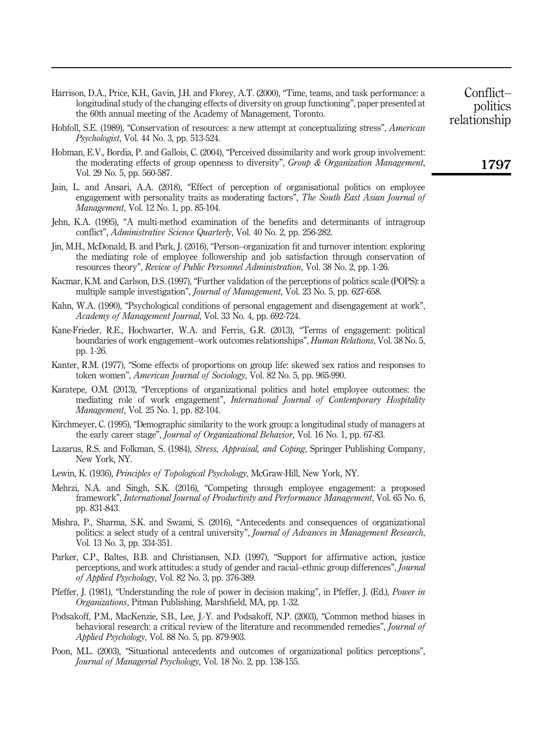Harrison, D.A., Price, K.H., Gavin, J.H. and Florey, A.T. (2000), "Time, teams, and task performance: a longitudinal study of the changing effects of diversity on group functioning", paper presented at the 60th annual meeting of the Academy of Management, Toronto.

Hobfoll, S.E. (1989), "Conservation of resources: a new attempt at conceptualizing stress", *American Psychologist*, Vol. 44 No. 3, pp. 513-524.

Hobman, E.V., Bordia, P. and Gallois, C. (2004), "Perceived dissimilarity and work group involvement: the moderating effects of group openness to diversity", *Group & Organization Management*, Vol. 29 No. 5, pp. 560-587.

Jain, L. and Ansari, A.A. (2018), "Effect of perception of organisational politics on employee engagement with personality traits as moderating factors", *The South East Asian Journal of Management*, Vol. 12 No. 1, pp. 85-104.

Jehn, K.A. (1995), "A multi-method examination of the benefits and determinants of intragroup conflict", *Administrative Science Quarterly*, Vol. 40 No. 2, pp. 256-282.

Jin, M.H., McDonald, B. and Park, J. (2016), "Person–organization fit and turnover intention: exploring the mediating role of employee followership and job satisfaction through conservation of resources theory", *Review of Public Personnel Administration*, Vol. 38 No. 2, pp. 1-26.

Kacmar, K.M. and Carlson, D.S. (1997), "Further validation of the perceptions of politics scale (POPS): a multiple sample investigation", *Journal of Management*, Vol. 23 No. 5, pp. 627-658.

Kahn, W.A. (1990), "Psychological conditions of personal engagement and disengagement at work", *Academy of Management Journal*, Vol. 33 No. 4, pp. 692-724.

Kane-Frieder, R.E., Hochwarter, W.A. and Ferris, G.R. (2013), "Terms of engagement: political boundaries of work engagement–work outcomes relationships", *Human Relations*, Vol. 38 No. 5, pp. 1-26.

Kanter, R.M. (1977), "Some effects of proportions on group life: skewed sex ratios and responses to token women", *American Journal of Sociology*, Vol. 82 No. 5, pp. 965-990.

Karatepe, O.M. (2013), "Perceptions of organizational politics and hotel employee outcomes: the mediating role of work engagement", *International Journal of Contemporary Hospitality Management*, Vol. 25 No. 1, pp. 82-104.

Kirchmeyer, C. (1995), "Demographic similarity to the work group: a longitudinal study of managers at the early career stage", *Journal of Organizational Behavior*, Vol. 16 No. 1, pp. 67-83.

Lazarus, R.S. and Folkman, S. (1984), *Stress, Appraisal, and Coping*, Springer Publishing Company, New York, NY.

Lewin, K. (1936), *Principles of Topological Psychology*, McGraw-Hill, New York, NY.

Mehrzi, N.A. and Singh, S.K. (2016), "Competing through employee engagement: a proposed framework", *International Journal of Productivity and Performance Management*, Vol. 65 No. 6, pp. 831-843.

Mishra, P., Sharma, S.K. and Swami, S. (2016), "Antecedents and consequences of organizational politics: a select study of a central university", *Journal of Advances in Management Research*, Vol. 13 No. 3, pp. 334-351.

Parker, C.P., Baltes, B.B. and Christiansen, N.D. (1997), "Support for affirmative action, justice perceptions, and work attitudes: a study of gender and racial–ethnic group differences", *Journal of Applied Psychology*, Vol. 82 No. 3, pp. 376-389.

Pfeffer, J. (1981), "Understanding the role of power in decision making", in Pfeffer, J. (Ed.), *Power in Organizations*, Pitman Publishing, Marshfield, MA, pp. 1-32.

Podsakoff, P.M., MacKenzie, S.B., Lee, J.-Y. and Podsakoff, N.P. (2003), "Common method biases in behavioral research: a critical review of the literature and recommended remedies", *Journal of Applied Psychology*, Vol. 88 No. 5, pp. 879-903.

Poon, M.L. (2003), "Situational antecedents and outcomes of organizational politics perceptions", *Journal of Managerial Psychology*, Vol. 18 No. 2, pp. 138-155.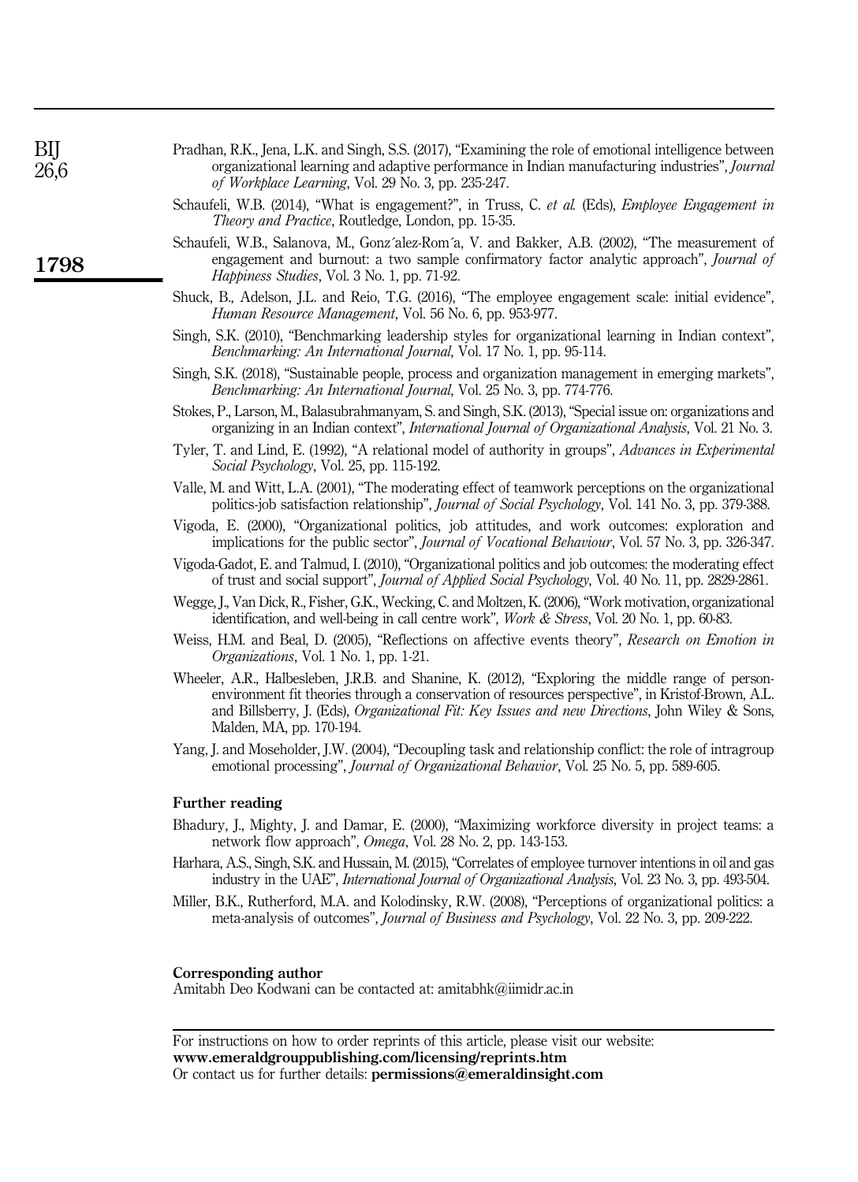Pradhan, R.K., Jena, L.K. and Singh, S.S. (2017), "Examining the role of emotional intelligence between organizational learning and adaptive performance in Indian manufacturing industries", *Journal of Workplace Learning*, Vol. 29 No. 3, pp. 235-247.

Schaufeli, W.B. (2014), "What is engagement?", in Truss, C. *et al.* (Eds), *Employee Engagement in Theory and Practice*, Routledge, London, pp. 15-35.

Schaufeli, W.B., Salanova, M., Gonz´alez-Rom´a, V. and Bakker, A.B. (2002), "The measurement of engagement and burnout: a two sample confirmatory factor analytic approach", *Journal of Happiness Studies*, Vol. 3 No. 1, pp. 71-92.

Shuck, B., Adelson, J.L. and Reio, T.G. (2016), "The employee engagement scale: initial evidence", *Human Resource Management*, Vol. 56 No. 6, pp. 953-977.

Singh, S.K. (2010), "Benchmarking leadership styles for organizational learning in Indian context", *Benchmarking: An International Journal*, Vol. 17 No. 1, pp. 95-114.

Singh, S.K. (2018), "Sustainable people, process and organization management in emerging markets", *Benchmarking: An International Journal*, Vol. 25 No. 3, pp. 774-776.

Stokes, P., Larson, M., Balasubrahmanyam, S. and Singh, S.K. (2013), "Special issue on: organizations and organizing in an Indian context", *International Journal of Organizational Analysis*, Vol. 21 No. 3.

Tyler, T. and Lind, E. (1992), "A relational model of authority in groups", *Advances in Experimental Social Psychology*, Vol. 25, pp. 115-192.

Valle, M. and Witt, L.A. (2001), "The moderating effect of teamwork perceptions on the organizational politics-job satisfaction relationship", *Journal of Social Psychology*, Vol. 141 No. 3, pp. 379-388.

Vigoda, E. (2000), "Organizational politics, job attitudes, and work outcomes: exploration and implications for the public sector", *Journal of Vocational Behaviour*, Vol. 57 No. 3, pp. 326-347.

Vigoda-Gadot, E. and Talmud, I. (2010), "Organizational politics and job outcomes: the moderating effect of trust and social support", *Journal of Applied Social Psychology*, Vol. 40 No. 11, pp. 2829-2861.

Wegge, J., Van Dick, R., Fisher, G.K., Wecking, C. and Moltzen, K. (2006), "Work motivation, organizational identification, and well-being in call centre work", *Work & Stress*, Vol. 20 No. 1, pp. 60-83.

Weiss, H.M. and Beal, D. (2005), "Reflections on affective events theory", *Research on Emotion in Organizations*, Vol. 1 No. 1, pp. 1-21.

Wheeler, A.R., Halbesleben, J.R.B. and Shanine, K. (2012), "Exploring the middle range of person-environment fit theories through a conservation of resources perspective", in Kristof-Brown, A.L. and Billsberry, J. (Eds), *Organizational Fit: Key Issues and new Directions*, John Wiley & Sons, Malden, MA, pp. 170-194.

Yang, J. and Moseholder, J.W. (2004), "Decoupling task and relationship conflict: the role of intragroup emotional processing", *Journal of Organizational Behavior*, Vol. 25 No. 5, pp. 589-605.

## Further reading

Bhadury, J., Mighty, J. and Damar, E. (2000), "Maximizing workforce diversity in project teams: a network flow approach", *Omega*, Vol. 28 No. 2, pp. 143-153.

Harhara, A.S., Singh, S.K. and Hussain, M. (2015), "Correlates of employee turnover intentions in oil and gas industry in the UAE", *International Journal of Organizational Analysis*, Vol. 23 No. 3, pp. 493-504.

Miller, B.K., Rutherford, M.A. and Kolodinsky, R.W. (2008), "Perceptions of organizational politics: a meta-analysis of outcomes", *Journal of Business and Psychology*, Vol. 22 No. 3, pp. 209-222.

## Corresponding author

Amitabh Deo Kodwani can be contacted at: amitabhk@iimidr.ac.in

For instructions on how to order reprints of this article, please visit our website:
**www.emeraldgrouppublishing.com/licensing/reprints.htm**
Or contact us for further details: **permissions@emeraldinsight.com**